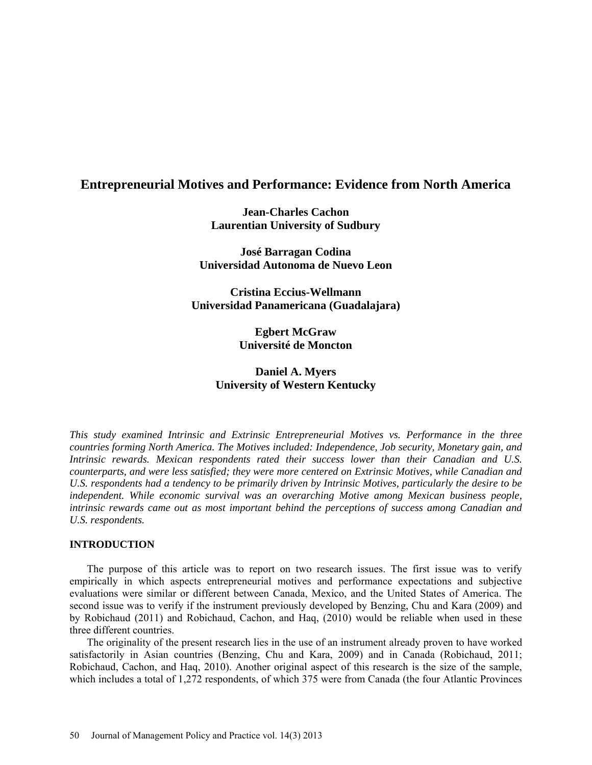# Entrepreneurial Motives and Performance: Evidence from North America

**Jean-Charles Cachon**
**Laurentian University of Sudbury**

**José Barragan Codina**
**Universidad Autonoma de Nuevo Leon**

**Cristina Eccius-Wellmann**
**Universidad Panamericana (Guadalajara)**

**Egbert McGraw**
**Université de Moncton**

**Daniel A. Myers**
**University of Western Kentucky**

*This study examined Intrinsic and Extrinsic Entrepreneurial Motives vs. Performance in the three countries forming North America. The Motives included: Independence, Job security, Monetary gain, and Intrinsic rewards. Mexican respondents rated their success lower than their Canadian and U.S. counterparts, and were less satisfied; they were more centered on Extrinsic Motives, while Canadian and U.S. respondents had a tendency to be primarily driven by Intrinsic Motives, particularly the desire to be independent. While economic survival was an overarching Motive among Mexican business people, intrinsic rewards came out as most important behind the perceptions of success among Canadian and U.S. respondents.*

## INTRODUCTION

The purpose of this article was to report on two research issues. The first issue was to verify empirically in which aspects entrepreneurial motives and performance expectations and subjective evaluations were similar or different between Canada, Mexico, and the United States of America. The second issue was to verify if the instrument previously developed by Benzing, Chu and Kara (2009) and by Robichaud (2011) and Robichaud, Cachon, and Haq, (2010) would be reliable when used in these three different countries.

The originality of the present research lies in the use of an instrument already proven to have worked satisfactorily in Asian countries (Benzing, Chu and Kara, 2009) and in Canada (Robichaud, 2011; Robichaud, Cachon, and Haq, 2010). Another original aspect of this research is the size of the sample, which includes a total of 1,272 respondents, of which 375 were from Canada (the four Atlantic Provinces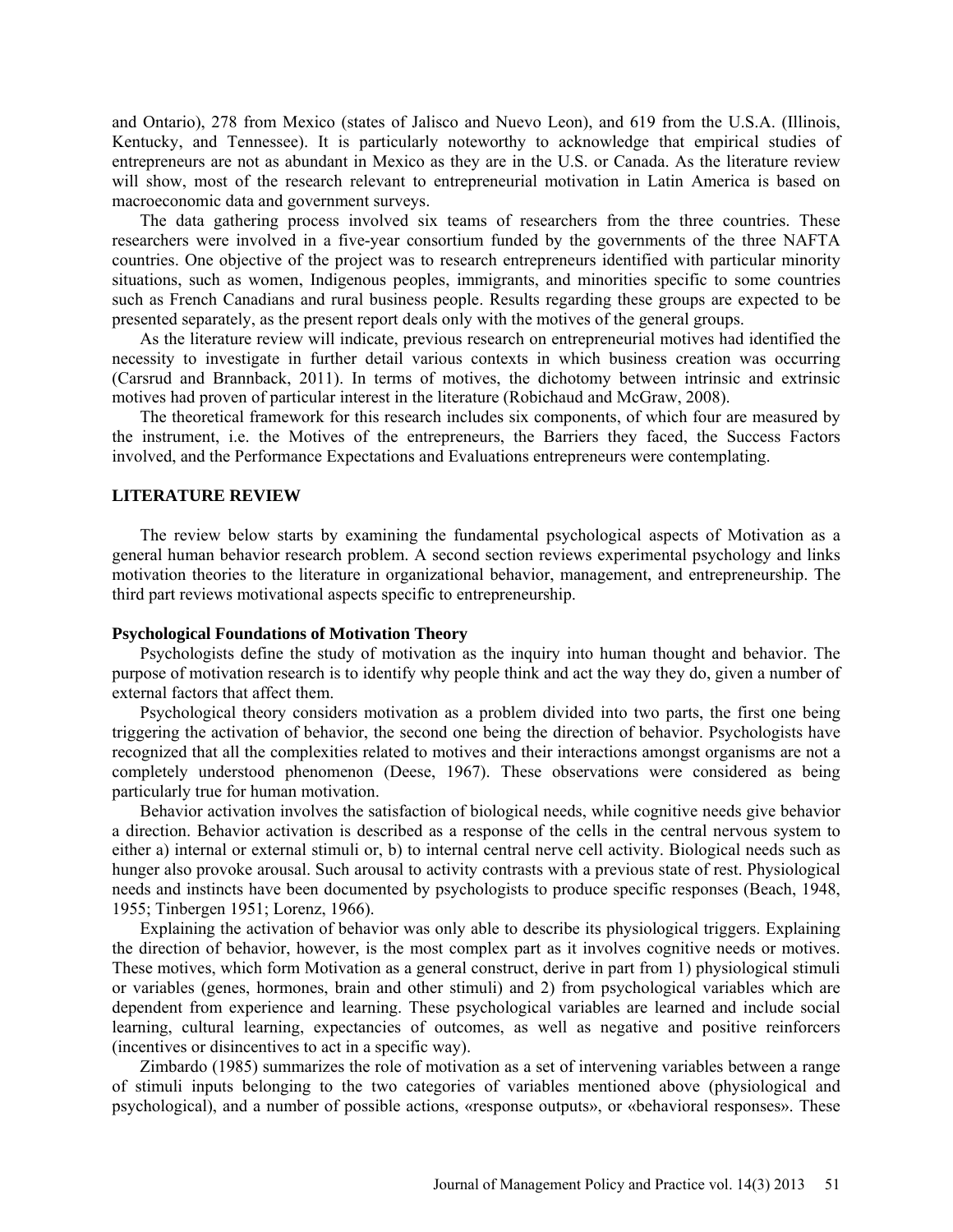and Ontario), 278 from Mexico (states of Jalisco and Nuevo Leon), and 619 from the U.S.A. (Illinois, Kentucky, and Tennessee). It is particularly noteworthy to acknowledge that empirical studies of entrepreneurs are not as abundant in Mexico as they are in the U.S. or Canada. As the literature review will show, most of the research relevant to entrepreneurial motivation in Latin America is based on macroeconomic data and government surveys.

The data gathering process involved six teams of researchers from the three countries. These researchers were involved in a five-year consortium funded by the governments of the three NAFTA countries. One objective of the project was to research entrepreneurs identified with particular minority situations, such as women, Indigenous peoples, immigrants, and minorities specific to some countries such as French Canadians and rural business people. Results regarding these groups are expected to be presented separately, as the present report deals only with the motives of the general groups.

As the literature review will indicate, previous research on entrepreneurial motives had identified the necessity to investigate in further detail various contexts in which business creation was occurring (Carsrud and Brannback, 2011). In terms of motives, the dichotomy between intrinsic and extrinsic motives had proven of particular interest in the literature (Robichaud and McGraw, 2008).

The theoretical framework for this research includes six components, of which four are measured by the instrument, i.e. the Motives of the entrepreneurs, the Barriers they faced, the Success Factors involved, and the Performance Expectations and Evaluations entrepreneurs were contemplating.

## LITERATURE REVIEW

The review below starts by examining the fundamental psychological aspects of Motivation as a general human behavior research problem. A second section reviews experimental psychology and links motivation theories to the literature in organizational behavior, management, and entrepreneurship. The third part reviews motivational aspects specific to entrepreneurship.

### Psychological Foundations of Motivation Theory

Psychologists define the study of motivation as the inquiry into human thought and behavior. The purpose of motivation research is to identify why people think and act the way they do, given a number of external factors that affect them.

Psychological theory considers motivation as a problem divided into two parts, the first one being triggering the activation of behavior, the second one being the direction of behavior. Psychologists have recognized that all the complexities related to motives and their interactions amongst organisms are not a completely understood phenomenon (Deese, 1967). These observations were considered as being particularly true for human motivation.

Behavior activation involves the satisfaction of biological needs, while cognitive needs give behavior a direction. Behavior activation is described as a response of the cells in the central nervous system to either a) internal or external stimuli or, b) to internal central nerve cell activity. Biological needs such as hunger also provoke arousal. Such arousal to activity contrasts with a previous state of rest. Physiological needs and instincts have been documented by psychologists to produce specific responses (Beach, 1948, 1955; Tinbergen 1951; Lorenz, 1966).

Explaining the activation of behavior was only able to describe its physiological triggers. Explaining the direction of behavior, however, is the most complex part as it involves cognitive needs or motives. These motives, which form Motivation as a general construct, derive in part from 1) physiological stimuli or variables (genes, hormones, brain and other stimuli) and 2) from psychological variables which are dependent from experience and learning. These psychological variables are learned and include social learning, cultural learning, expectancies of outcomes, as well as negative and positive reinforcers (incentives or disincentives to act in a specific way).

Zimbardo (1985) summarizes the role of motivation as a set of intervening variables between a range of stimuli inputs belonging to the two categories of variables mentioned above (physiological and psychological), and a number of possible actions, «response outputs», or «behavioral responses». These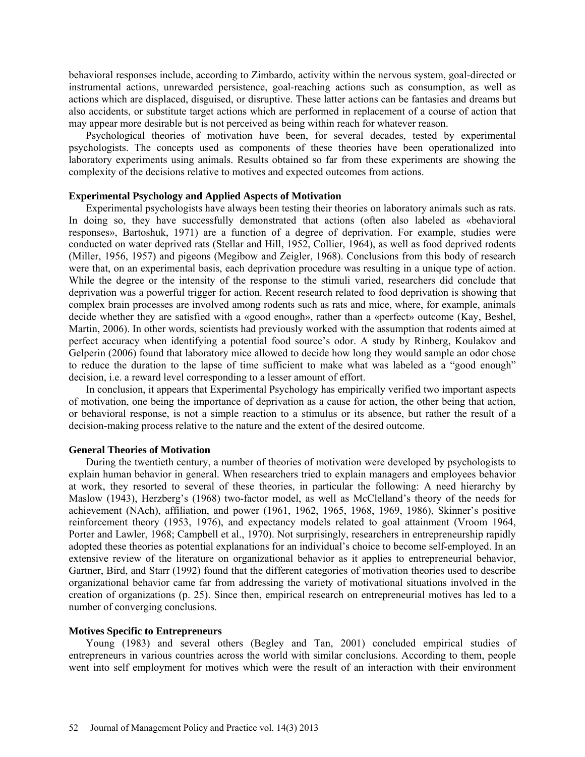behavioral responses include, according to Zimbardo, activity within the nervous system, goal-directed or instrumental actions, unrewarded persistence, goal-reaching actions such as consumption, as well as actions which are displaced, disguised, or disruptive. These latter actions can be fantasies and dreams but also accidents, or substitute target actions which are performed in replacement of a course of action that may appear more desirable but is not perceived as being within reach for whatever reason.

Psychological theories of motivation have been, for several decades, tested by experimental psychologists. The concepts used as components of these theories have been operationalized into laboratory experiments using animals. Results obtained so far from these experiments are showing the complexity of the decisions relative to motives and expected outcomes from actions.

### Experimental Psychology and Applied Aspects of Motivation

Experimental psychologists have always been testing their theories on laboratory animals such as rats. In doing so, they have successfully demonstrated that actions (often also labeled as «behavioral responses», Bartoshuk, 1971) are a function of a degree of deprivation. For example, studies were conducted on water deprived rats (Stellar and Hill, 1952, Collier, 1964), as well as food deprived rodents (Miller, 1956, 1957) and pigeons (Megibow and Zeigler, 1968). Conclusions from this body of research were that, on an experimental basis, each deprivation procedure was resulting in a unique type of action. While the degree or the intensity of the response to the stimuli varied, researchers did conclude that deprivation was a powerful trigger for action. Recent research related to food deprivation is showing that complex brain processes are involved among rodents such as rats and mice, where, for example, animals decide whether they are satisfied with a «good enough», rather than a «perfect» outcome (Kay, Beshel, Martin, 2006). In other words, scientists had previously worked with the assumption that rodents aimed at perfect accuracy when identifying a potential food source's odor. A study by Rinberg, Koulakov and Gelperin (2006) found that laboratory mice allowed to decide how long they would sample an odor chose to reduce the duration to the lapse of time sufficient to make what was labeled as a "good enough" decision, i.e. a reward level corresponding to a lesser amount of effort.

In conclusion, it appears that Experimental Psychology has empirically verified two important aspects of motivation, one being the importance of deprivation as a cause for action, the other being that action, or behavioral response, is not a simple reaction to a stimulus or its absence, but rather the result of a decision-making process relative to the nature and the extent of the desired outcome.

### General Theories of Motivation

During the twentieth century, a number of theories of motivation were developed by psychologists to explain human behavior in general. When researchers tried to explain managers and employees behavior at work, they resorted to several of these theories, in particular the following: A need hierarchy by Maslow (1943), Herzberg's (1968) two-factor model, as well as McClelland's theory of the needs for achievement (NAch), affiliation, and power (1961, 1962, 1965, 1968, 1969, 1986), Skinner's positive reinforcement theory (1953, 1976), and expectancy models related to goal attainment (Vroom 1964, Porter and Lawler, 1968; Campbell et al., 1970). Not surprisingly, researchers in entrepreneurship rapidly adopted these theories as potential explanations for an individual's choice to become self-employed. In an extensive review of the literature on organizational behavior as it applies to entrepreneurial behavior, Gartner, Bird, and Starr (1992) found that the different categories of motivation theories used to describe organizational behavior came far from addressing the variety of motivational situations involved in the creation of organizations (p. 25). Since then, empirical research on entrepreneurial motives has led to a number of converging conclusions.

### Motives Specific to Entrepreneurs

Young (1983) and several others (Begley and Tan, 2001) concluded empirical studies of entrepreneurs in various countries across the world with similar conclusions. According to them, people went into self employment for motives which were the result of an interaction with their environment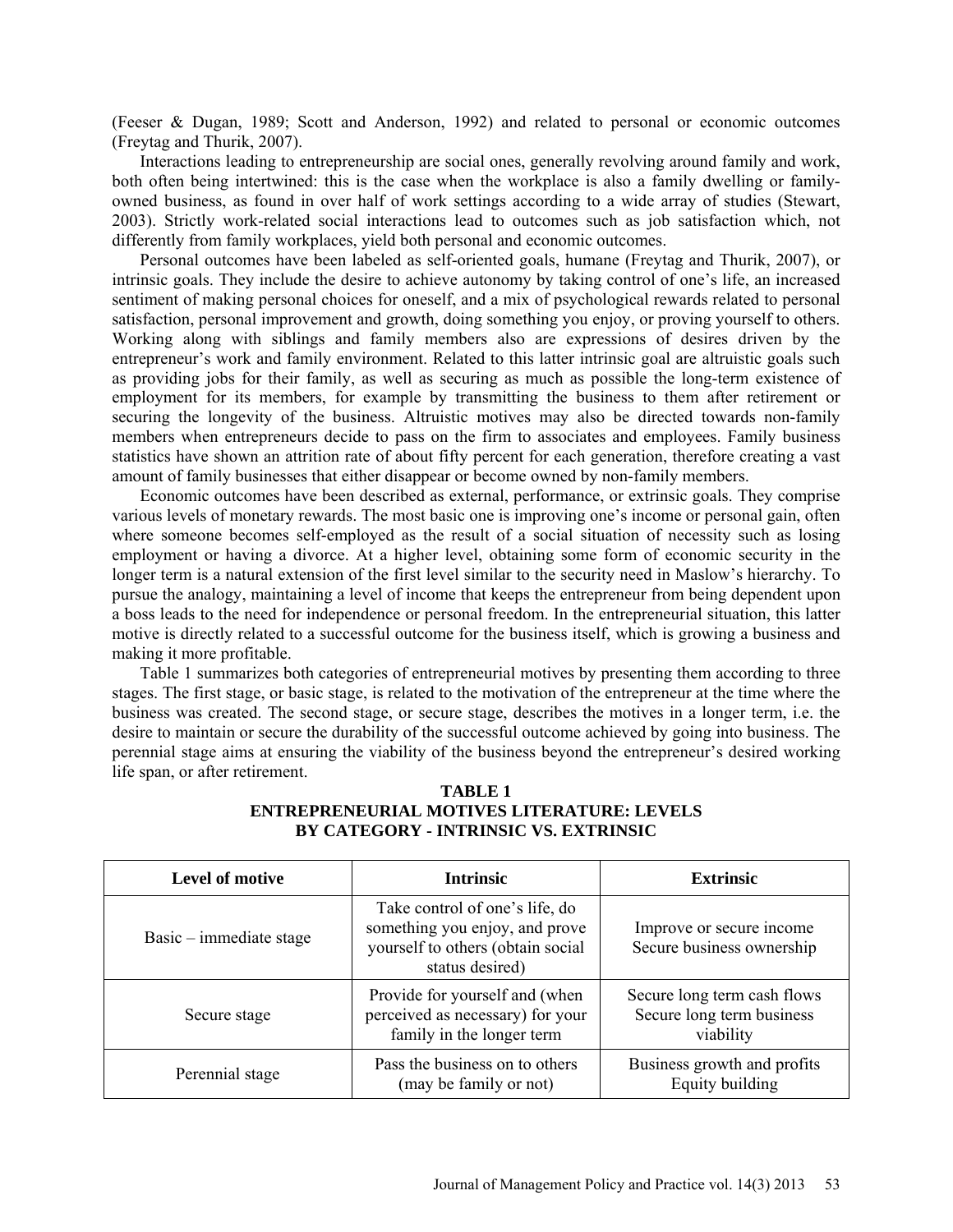(Feeser & Dugan, 1989; Scott and Anderson, 1992) and related to personal or economic outcomes (Freytag and Thurik, 2007).

Interactions leading to entrepreneurship are social ones, generally revolving around family and work, both often being intertwined: this is the case when the workplace is also a family dwelling or family-owned business, as found in over half of work settings according to a wide array of studies (Stewart, 2003). Strictly work-related social interactions lead to outcomes such as job satisfaction which, not differently from family workplaces, yield both personal and economic outcomes.

Personal outcomes have been labeled as self-oriented goals, humane (Freytag and Thurik, 2007), or intrinsic goals. They include the desire to achieve autonomy by taking control of one's life, an increased sentiment of making personal choices for oneself, and a mix of psychological rewards related to personal satisfaction, personal improvement and growth, doing something you enjoy, or proving yourself to others. Working along with siblings and family members also are expressions of desires driven by the entrepreneur's work and family environment. Related to this latter intrinsic goal are altruistic goals such as providing jobs for their family, as well as securing as much as possible the long-term existence of employment for its members, for example by transmitting the business to them after retirement or securing the longevity of the business. Altruistic motives may also be directed towards non-family members when entrepreneurs decide to pass on the firm to associates and employees. Family business statistics have shown an attrition rate of about fifty percent for each generation, therefore creating a vast amount of family businesses that either disappear or become owned by non-family members.

Economic outcomes have been described as external, performance, or extrinsic goals. They comprise various levels of monetary rewards. The most basic one is improving one's income or personal gain, often where someone becomes self-employed as the result of a social situation of necessity such as losing employment or having a divorce. At a higher level, obtaining some form of economic security in the longer term is a natural extension of the first level similar to the security need in Maslow's hierarchy. To pursue the analogy, maintaining a level of income that keeps the entrepreneur from being dependent upon a boss leads to the need for independence or personal freedom. In the entrepreneurial situation, this latter motive is directly related to a successful outcome for the business itself, which is growing a business and making it more profitable.

Table 1 summarizes both categories of entrepreneurial motives by presenting them according to three stages. The first stage, or basic stage, is related to the motivation of the entrepreneur at the time where the business was created. The second stage, or secure stage, describes the motives in a longer term, i.e. the desire to maintain or secure the durability of the successful outcome achieved by going into business. The perennial stage aims at ensuring the viability of the business beyond the entrepreneur's desired working life span, or after retirement.

**TABLE 1**
**ENTREPRENEURIAL MOTIVES LITERATURE: LEVELS BY CATEGORY - INTRINSIC VS. EXTRINSIC**

| Level of motive | Intrinsic | Extrinsic |
|---|---|---|
| Basic – immediate stage | Take control of one's life, do something you enjoy, and prove yourself to others (obtain social status desired) | Improve or secure income<br>Secure business ownership |
| Secure stage | Provide for yourself and (when perceived as necessary) for your family in the longer term | Secure long term cash flows<br>Secure long term business viability |
| Perennial stage | Pass the business on to others (may be family or not) | Business growth and profits<br>Equity building |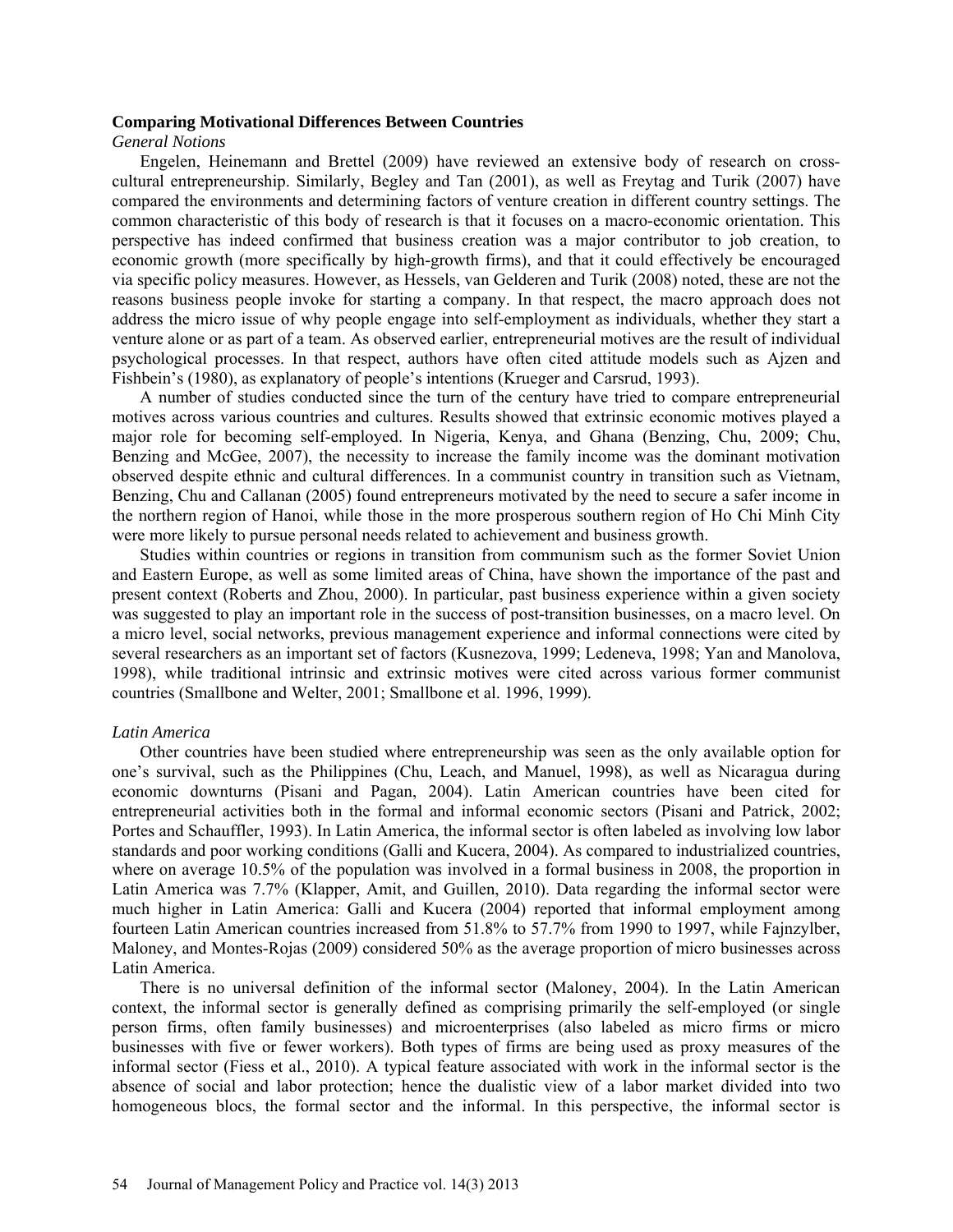**Comparing Motivational Differences Between Countries**

*General Notions*

Engelen, Heinemann and Brettel (2009) have reviewed an extensive body of research on cross-cultural entrepreneurship. Similarly, Begley and Tan (2001), as well as Freytag and Turik (2007) have compared the environments and determining factors of venture creation in different country settings. The common characteristic of this body of research is that it focuses on a macro-economic orientation. This perspective has indeed confirmed that business creation was a major contributor to job creation, to economic growth (more specifically by high-growth firms), and that it could effectively be encouraged via specific policy measures. However, as Hessels, van Gelderen and Turik (2008) noted, these are not the reasons business people invoke for starting a company. In that respect, the macro approach does not address the micro issue of why people engage into self-employment as individuals, whether they start a venture alone or as part of a team. As observed earlier, entrepreneurial motives are the result of individual psychological processes. In that respect, authors have often cited attitude models such as Ajzen and Fishbein's (1980), as explanatory of people's intentions (Krueger and Carsrud, 1993).

A number of studies conducted since the turn of the century have tried to compare entrepreneurial motives across various countries and cultures. Results showed that extrinsic economic motives played a major role for becoming self-employed. In Nigeria, Kenya, and Ghana (Benzing, Chu, 2009; Chu, Benzing and McGee, 2007), the necessity to increase the family income was the dominant motivation observed despite ethnic and cultural differences. In a communist country in transition such as Vietnam, Benzing, Chu and Callanan (2005) found entrepreneurs motivated by the need to secure a safer income in the northern region of Hanoi, while those in the more prosperous southern region of Ho Chi Minh City were more likely to pursue personal needs related to achievement and business growth.

Studies within countries or regions in transition from communism such as the former Soviet Union and Eastern Europe, as well as some limited areas of China, have shown the importance of the past and present context (Roberts and Zhou, 2000). In particular, past business experience within a given society was suggested to play an important role in the success of post-transition businesses, on a macro level. On a micro level, social networks, previous management experience and informal connections were cited by several researchers as an important set of factors (Kusnezova, 1999; Ledeneva, 1998; Yan and Manolova, 1998), while traditional intrinsic and extrinsic motives were cited across various former communist countries (Smallbone and Welter, 2001; Smallbone et al. 1996, 1999).

*Latin America*

Other countries have been studied where entrepreneurship was seen as the only available option for one's survival, such as the Philippines (Chu, Leach, and Manuel, 1998), as well as Nicaragua during economic downturns (Pisani and Pagan, 2004). Latin American countries have been cited for entrepreneurial activities both in the formal and informal economic sectors (Pisani and Patrick, 2002; Portes and Schauffler, 1993). In Latin America, the informal sector is often labeled as involving low labor standards and poor working conditions (Galli and Kucera, 2004). As compared to industrialized countries, where on average 10.5% of the population was involved in a formal business in 2008, the proportion in Latin America was 7.7% (Klapper, Amit, and Guillen, 2010). Data regarding the informal sector were much higher in Latin America: Galli and Kucera (2004) reported that informal employment among fourteen Latin American countries increased from 51.8% to 57.7% from 1990 to 1997, while Fajnzylber, Maloney, and Montes-Rojas (2009) considered 50% as the average proportion of micro businesses across Latin America.

There is no universal definition of the informal sector (Maloney, 2004). In the Latin American context, the informal sector is generally defined as comprising primarily the self-employed (or single person firms, often family businesses) and microenterprises (also labeled as micro firms or micro businesses with five or fewer workers). Both types of firms are being used as proxy measures of the informal sector (Fiess et al., 2010). A typical feature associated with work in the informal sector is the absence of social and labor protection; hence the dualistic view of a labor market divided into two homogeneous blocs, the formal sector and the informal. In this perspective, the informal sector is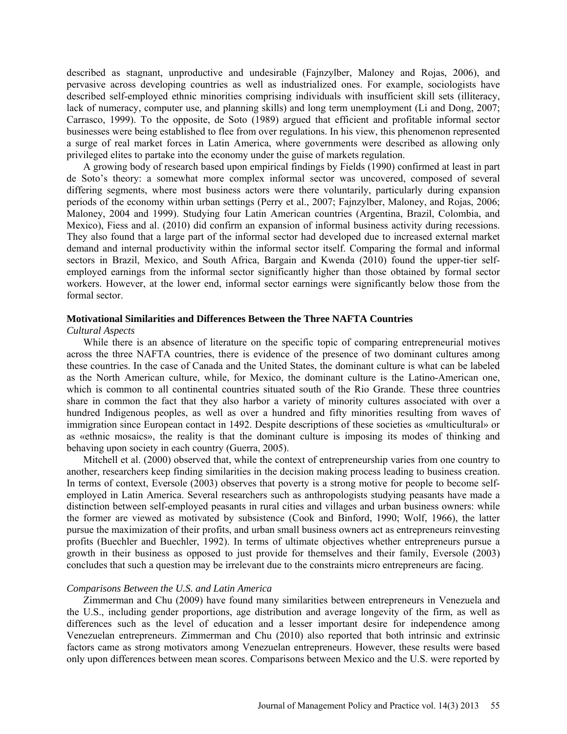described as stagnant, unproductive and undesirable (Fajnzylber, Maloney and Rojas, 2006), and pervasive across developing countries as well as industrialized ones. For example, sociologists have described self-employed ethnic minorities comprising individuals with insufficient skill sets (illiteracy, lack of numeracy, computer use, and planning skills) and long term unemployment (Li and Dong, 2007; Carrasco, 1999). To the opposite, de Soto (1989) argued that efficient and profitable informal sector businesses were being established to flee from over regulations. In his view, this phenomenon represented a surge of real market forces in Latin America, where governments were described as allowing only privileged elites to partake into the economy under the guise of markets regulation.

A growing body of research based upon empirical findings by Fields (1990) confirmed at least in part de Soto's theory: a somewhat more complex informal sector was uncovered, composed of several differing segments, where most business actors were there voluntarily, particularly during expansion periods of the economy within urban settings (Perry et al., 2007; Fajnzylber, Maloney, and Rojas, 2006; Maloney, 2004 and 1999). Studying four Latin American countries (Argentina, Brazil, Colombia, and Mexico), Fiess and al. (2010) did confirm an expansion of informal business activity during recessions. They also found that a large part of the informal sector had developed due to increased external market demand and internal productivity within the informal sector itself. Comparing the formal and informal sectors in Brazil, Mexico, and South Africa, Bargain and Kwenda (2010) found the upper-tier self-employed earnings from the informal sector significantly higher than those obtained by formal sector workers. However, at the lower end, informal sector earnings were significantly below those from the formal sector.

**Motivational Similarities and Differences Between the Three NAFTA Countries**

*Cultural Aspects*

While there is an absence of literature on the specific topic of comparing entrepreneurial motives across the three NAFTA countries, there is evidence of the presence of two dominant cultures among these countries. In the case of Canada and the United States, the dominant culture is what can be labeled as the North American culture, while, for Mexico, the dominant culture is the Latino-American one, which is common to all continental countries situated south of the Rio Grande. These three countries share in common the fact that they also harbor a variety of minority cultures associated with over a hundred Indigenous peoples, as well as over a hundred and fifty minorities resulting from waves of immigration since European contact in 1492. Despite descriptions of these societies as «multicultural» or as «ethnic mosaics», the reality is that the dominant culture is imposing its modes of thinking and behaving upon society in each country (Guerra, 2005).

Mitchell et al. (2000) observed that, while the context of entrepreneurship varies from one country to another, researchers keep finding similarities in the decision making process leading to business creation. In terms of context, Eversole (2003) observes that poverty is a strong motive for people to become self-employed in Latin America. Several researchers such as anthropologists studying peasants have made a distinction between self-employed peasants in rural cities and villages and urban business owners: while the former are viewed as motivated by subsistence (Cook and Binford, 1990; Wolf, 1966), the latter pursue the maximization of their profits, and urban small business owners act as entrepreneurs reinvesting profits (Buechler and Buechler, 1992). In terms of ultimate objectives whether entrepreneurs pursue a growth in their business as opposed to just provide for themselves and their family, Eversole (2003) concludes that such a question may be irrelevant due to the constraints micro entrepreneurs are facing.

*Comparisons Between the U.S. and Latin America*

Zimmerman and Chu (2009) have found many similarities between entrepreneurs in Venezuela and the U.S., including gender proportions, age distribution and average longevity of the firm, as well as differences such as the level of education and a lesser important desire for independence among Venezuelan entrepreneurs. Zimmerman and Chu (2010) also reported that both intrinsic and extrinsic factors came as strong motivators among Venezuelan entrepreneurs. However, these results were based only upon differences between mean scores. Comparisons between Mexico and the U.S. were reported by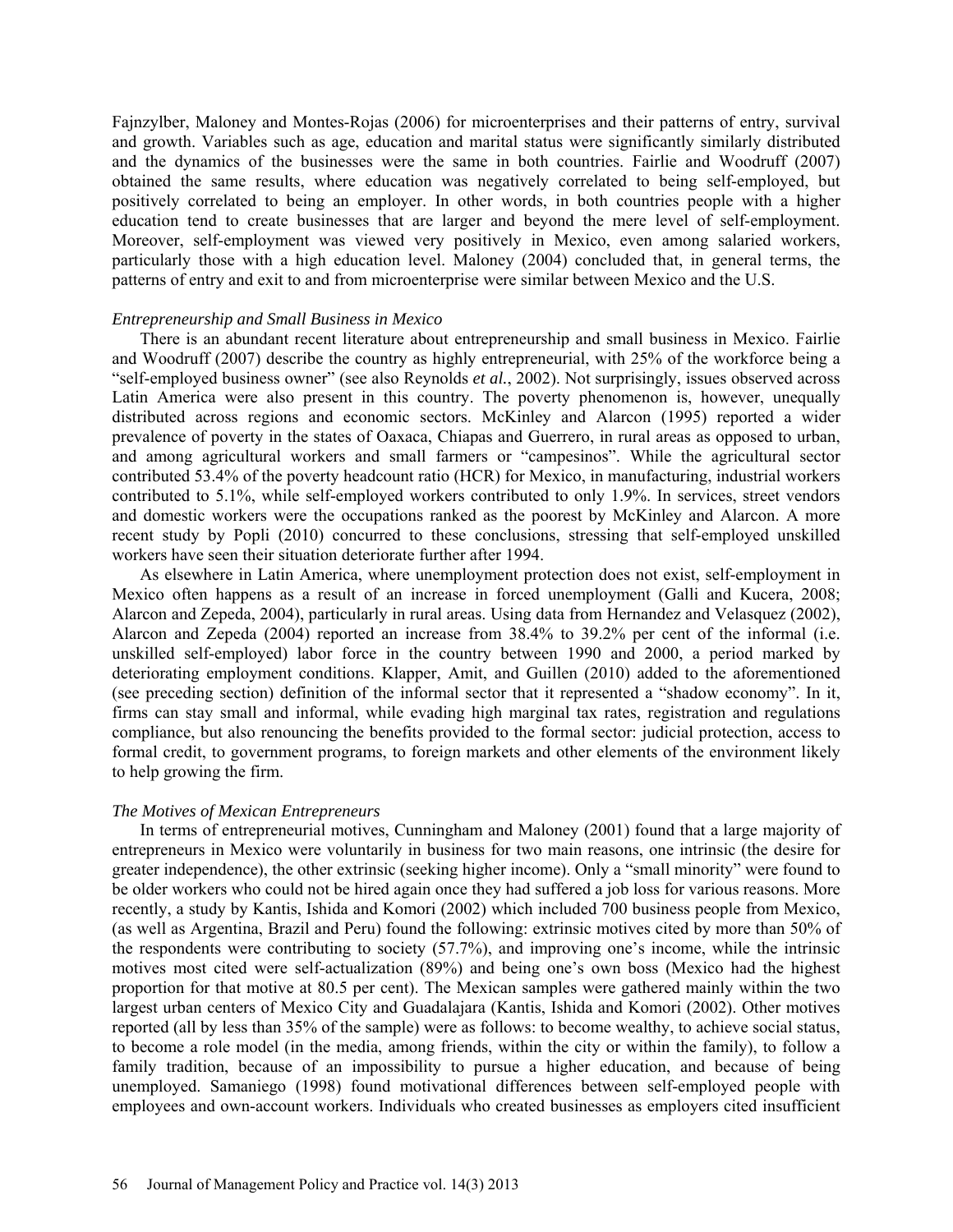Fajnzylber, Maloney and Montes-Rojas (2006) for microenterprises and their patterns of entry, survival and growth. Variables such as age, education and marital status were significantly similarly distributed and the dynamics of the businesses were the same in both countries. Fairlie and Woodruff (2007) obtained the same results, where education was negatively correlated to being self-employed, but positively correlated to being an employer. In other words, in both countries people with a higher education tend to create businesses that are larger and beyond the mere level of self-employment. Moreover, self-employment was viewed very positively in Mexico, even among salaried workers, particularly those with a high education level. Maloney (2004) concluded that, in general terms, the patterns of entry and exit to and from microenterprise were similar between Mexico and the U.S.

*Entrepreneurship and Small Business in Mexico*

There is an abundant recent literature about entrepreneurship and small business in Mexico. Fairlie and Woodruff (2007) describe the country as highly entrepreneurial, with 25% of the workforce being a "self-employed business owner" (see also Reynolds *et al.*, 2002). Not surprisingly, issues observed across Latin America were also present in this country. The poverty phenomenon is, however, unequally distributed across regions and economic sectors. McKinley and Alarcon (1995) reported a wider prevalence of poverty in the states of Oaxaca, Chiapas and Guerrero, in rural areas as opposed to urban, and among agricultural workers and small farmers or "campesinos". While the agricultural sector contributed 53.4% of the poverty headcount ratio (HCR) for Mexico, in manufacturing, industrial workers contributed to 5.1%, while self-employed workers contributed to only 1.9%. In services, street vendors and domestic workers were the occupations ranked as the poorest by McKinley and Alarcon. A more recent study by Popli (2010) concurred to these conclusions, stressing that self-employed unskilled workers have seen their situation deteriorate further after 1994.

As elsewhere in Latin America, where unemployment protection does not exist, self-employment in Mexico often happens as a result of an increase in forced unemployment (Galli and Kucera, 2008; Alarcon and Zepeda, 2004), particularly in rural areas. Using data from Hernandez and Velasquez (2002), Alarcon and Zepeda (2004) reported an increase from 38.4% to 39.2% per cent of the informal (i.e. unskilled self-employed) labor force in the country between 1990 and 2000, a period marked by deteriorating employment conditions. Klapper, Amit, and Guillen (2010) added to the aforementioned (see preceding section) definition of the informal sector that it represented a "shadow economy". In it, firms can stay small and informal, while evading high marginal tax rates, registration and regulations compliance, but also renouncing the benefits provided to the formal sector: judicial protection, access to formal credit, to government programs, to foreign markets and other elements of the environment likely to help growing the firm.

*The Motives of Mexican Entrepreneurs*

In terms of entrepreneurial motives, Cunningham and Maloney (2001) found that a large majority of entrepreneurs in Mexico were voluntarily in business for two main reasons, one intrinsic (the desire for greater independence), the other extrinsic (seeking higher income). Only a "small minority" were found to be older workers who could not be hired again once they had suffered a job loss for various reasons. More recently, a study by Kantis, Ishida and Komori (2002) which included 700 business people from Mexico, (as well as Argentina, Brazil and Peru) found the following: extrinsic motives cited by more than 50% of the respondents were contributing to society (57.7%), and improving one's income, while the intrinsic motives most cited were self-actualization (89%) and being one's own boss (Mexico had the highest proportion for that motive at 80.5 per cent). The Mexican samples were gathered mainly within the two largest urban centers of Mexico City and Guadalajara (Kantis, Ishida and Komori (2002). Other motives reported (all by less than 35% of the sample) were as follows: to become wealthy, to achieve social status, to become a role model (in the media, among friends, within the city or within the family), to follow a family tradition, because of an impossibility to pursue a higher education, and because of being unemployed. Samaniego (1998) found motivational differences between self-employed people with employees and own-account workers. Individuals who created businesses as employers cited insufficient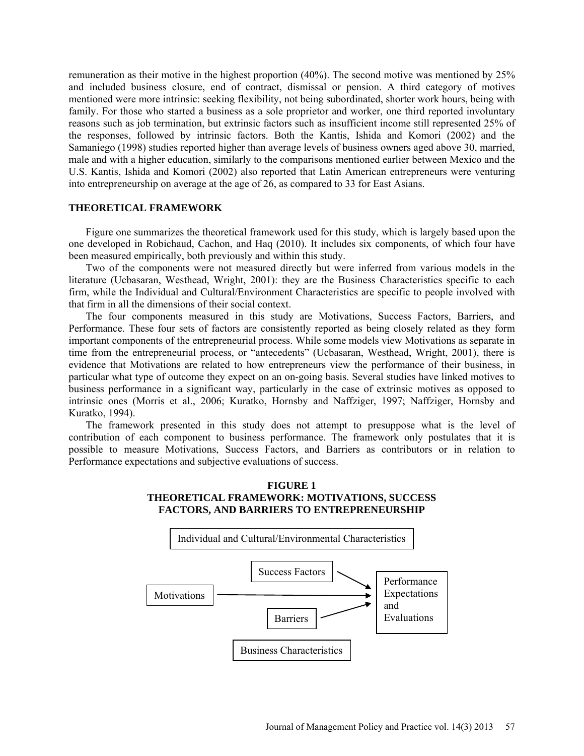remuneration as their motive in the highest proportion (40%). The second motive was mentioned by 25% and included business closure, end of contract, dismissal or pension. A third category of motives mentioned were more intrinsic: seeking flexibility, not being subordinated, shorter work hours, being with family. For those who started a business as a sole proprietor and worker, one third reported involuntary reasons such as job termination, but extrinsic factors such as insufficient income still represented 25% of the responses, followed by intrinsic factors. Both the Kantis, Ishida and Komori (2002) and the Samaniego (1998) studies reported higher than average levels of business owners aged above 30, married, male and with a higher education, similarly to the comparisons mentioned earlier between Mexico and the U.S. Kantis, Ishida and Komori (2002) also reported that Latin American entrepreneurs were venturing into entrepreneurship on average at the age of 26, as compared to 33 for East Asians.

## THEORETICAL FRAMEWORK

Figure one summarizes the theoretical framework used for this study, which is largely based upon the one developed in Robichaud, Cachon, and Haq (2010). It includes six components, of which four have been measured empirically, both previously and within this study.

Two of the components were not measured directly but were inferred from various models in the literature (Ucbasaran, Westhead, Wright, 2001): they are the Business Characteristics specific to each firm, while the Individual and Cultural/Environment Characteristics are specific to people involved with that firm in all the dimensions of their social context.

The four components measured in this study are Motivations, Success Factors, Barriers, and Performance. These four sets of factors are consistently reported as being closely related as they form important components of the entrepreneurial process. While some models view Motivations as separate in time from the entrepreneurial process, or "antecedents" (Ucbasaran, Westhead, Wright, 2001), there is evidence that Motivations are related to how entrepreneurs view the performance of their business, in particular what type of outcome they expect on an on-going basis. Several studies have linked motives to business performance in a significant way, particularly in the case of extrinsic motives as opposed to intrinsic ones (Morris et al., 2006; Kuratko, Hornsby and Naffziger, 1997; Naffziger, Hornsby and Kuratko, 1994).

The framework presented in this study does not attempt to presuppose what is the level of contribution of each component to business performance. The framework only postulates that it is possible to measure Motivations, Success Factors, and Barriers as contributors or in relation to Performance expectations and subjective evaluations of success.

**FIGURE 1**
**THEORETICAL FRAMEWORK: MOTIVATIONS, SUCCESS FACTORS, AND BARRIERS TO ENTREPRENEURSHIP**

Individual and Cultural/Environmental Characteristics

Success Factors → Performance Expectations and Evaluations

Motivations → Performance Expectations and Evaluations

Barriers → Performance Expectations and Evaluations

Business Characteristics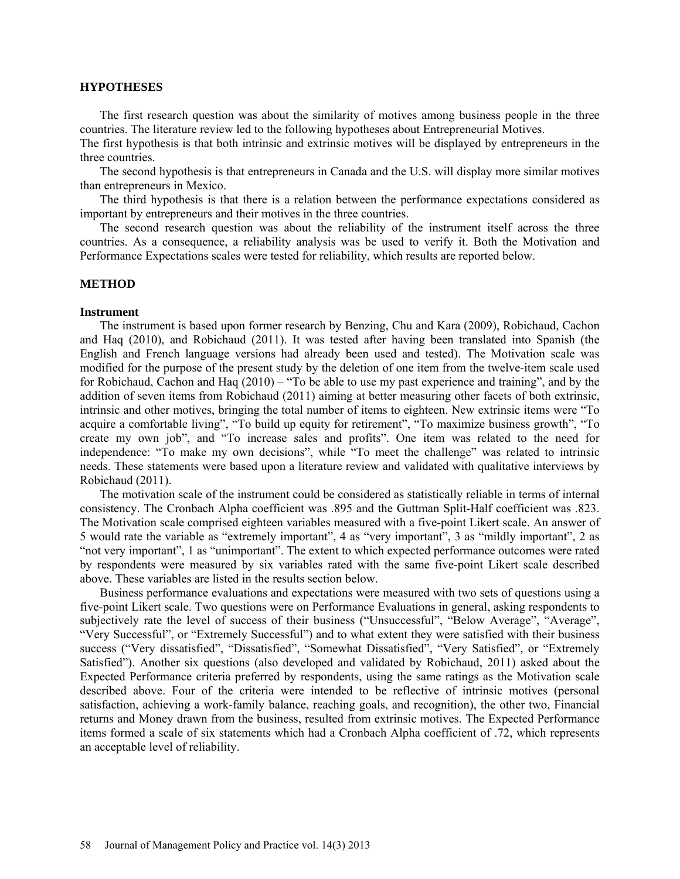## HYPOTHESES

The first research question was about the similarity of motives among business people in the three countries. The literature review led to the following hypotheses about Entrepreneurial Motives.

The first hypothesis is that both intrinsic and extrinsic motives will be displayed by entrepreneurs in the three countries.

The second hypothesis is that entrepreneurs in Canada and the U.S. will display more similar motives than entrepreneurs in Mexico.

The third hypothesis is that there is a relation between the performance expectations considered as important by entrepreneurs and their motives in the three countries.

The second research question was about the reliability of the instrument itself across the three countries. As a consequence, a reliability analysis was be used to verify it. Both the Motivation and Performance Expectations scales were tested for reliability, which results are reported below.

## METHOD

### Instrument

The instrument is based upon former research by Benzing, Chu and Kara (2009), Robichaud, Cachon and Haq (2010), and Robichaud (2011). It was tested after having been translated into Spanish (the English and French language versions had already been used and tested). The Motivation scale was modified for the purpose of the present study by the deletion of one item from the twelve-item scale used for Robichaud, Cachon and Haq (2010) – "To be able to use my past experience and training", and by the addition of seven items from Robichaud (2011) aiming at better measuring other facets of both extrinsic, intrinsic and other motives, bringing the total number of items to eighteen. New extrinsic items were "To acquire a comfortable living", "To build up equity for retirement", "To maximize business growth", "To create my own job", and "To increase sales and profits". One item was related to the need for independence: "To make my own decisions", while "To meet the challenge" was related to intrinsic needs. These statements were based upon a literature review and validated with qualitative interviews by Robichaud (2011).

The motivation scale of the instrument could be considered as statistically reliable in terms of internal consistency. The Cronbach Alpha coefficient was .895 and the Guttman Split-Half coefficient was .823. The Motivation scale comprised eighteen variables measured with a five-point Likert scale. An answer of 5 would rate the variable as "extremely important", 4 as "very important", 3 as "mildly important", 2 as "not very important", 1 as "unimportant". The extent to which expected performance outcomes were rated by respondents were measured by six variables rated with the same five-point Likert scale described above. These variables are listed in the results section below.

Business performance evaluations and expectations were measured with two sets of questions using a five-point Likert scale. Two questions were on Performance Evaluations in general, asking respondents to subjectively rate the level of success of their business ("Unsuccessful", "Below Average", "Average", "Very Successful", or "Extremely Successful") and to what extent they were satisfied with their business success ("Very dissatisfied", "Dissatisfied", "Somewhat Dissatisfied", "Very Satisfied", or "Extremely Satisfied"). Another six questions (also developed and validated by Robichaud, 2011) asked about the Expected Performance criteria preferred by respondents, using the same ratings as the Motivation scale described above. Four of the criteria were intended to be reflective of intrinsic motives (personal satisfaction, achieving a work-family balance, reaching goals, and recognition), the other two, Financial returns and Money drawn from the business, resulted from extrinsic motives. The Expected Performance items formed a scale of six statements which had a Cronbach Alpha coefficient of .72, which represents an acceptable level of reliability.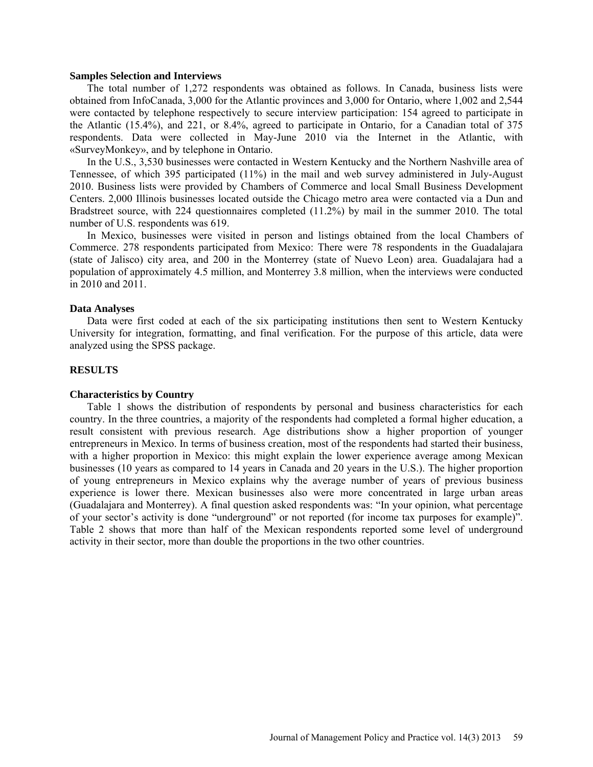**Samples Selection and Interviews**

The total number of 1,272 respondents was obtained as follows. In Canada, business lists were obtained from InfoCanada, 3,000 for the Atlantic provinces and 3,000 for Ontario, where 1,002 and 2,544 were contacted by telephone respectively to secure interview participation: 154 agreed to participate in the Atlantic (15.4%), and 221, or 8.4%, agreed to participate in Ontario, for a Canadian total of 375 respondents. Data were collected in May-June 2010 via the Internet in the Atlantic, with «SurveyMonkey», and by telephone in Ontario.

In the U.S., 3,530 businesses were contacted in Western Kentucky and the Northern Nashville area of Tennessee, of which 395 participated (11%) in the mail and web survey administered in July-August 2010. Business lists were provided by Chambers of Commerce and local Small Business Development Centers. 2,000 Illinois businesses located outside the Chicago metro area were contacted via a Dun and Bradstreet source, with 224 questionnaires completed (11.2%) by mail in the summer 2010. The total number of U.S. respondents was 619.

In Mexico, businesses were visited in person and listings obtained from the local Chambers of Commerce. 278 respondents participated from Mexico: There were 78 respondents in the Guadalajara (state of Jalisco) city area, and 200 in the Monterrey (state of Nuevo Leon) area. Guadalajara had a population of approximately 4.5 million, and Monterrey 3.8 million, when the interviews were conducted in 2010 and 2011.

**Data Analyses**

Data were first coded at each of the six participating institutions then sent to Western Kentucky University for integration, formatting, and final verification. For the purpose of this article, data were analyzed using the SPSS package.

**RESULTS**

**Characteristics by Country**

Table 1 shows the distribution of respondents by personal and business characteristics for each country. In the three countries, a majority of the respondents had completed a formal higher education, a result consistent with previous research. Age distributions show a higher proportion of younger entrepreneurs in Mexico. In terms of business creation, most of the respondents had started their business, with a higher proportion in Mexico: this might explain the lower experience average among Mexican businesses (10 years as compared to 14 years in Canada and 20 years in the U.S.). The higher proportion of young entrepreneurs in Mexico explains why the average number of years of previous business experience is lower there. Mexican businesses also were more concentrated in large urban areas (Guadalajara and Monterrey). A final question asked respondents was: "In your opinion, what percentage of your sector's activity is done "underground" or not reported (for income tax purposes for example)". Table 2 shows that more than half of the Mexican respondents reported some level of underground activity in their sector, more than double the proportions in the two other countries.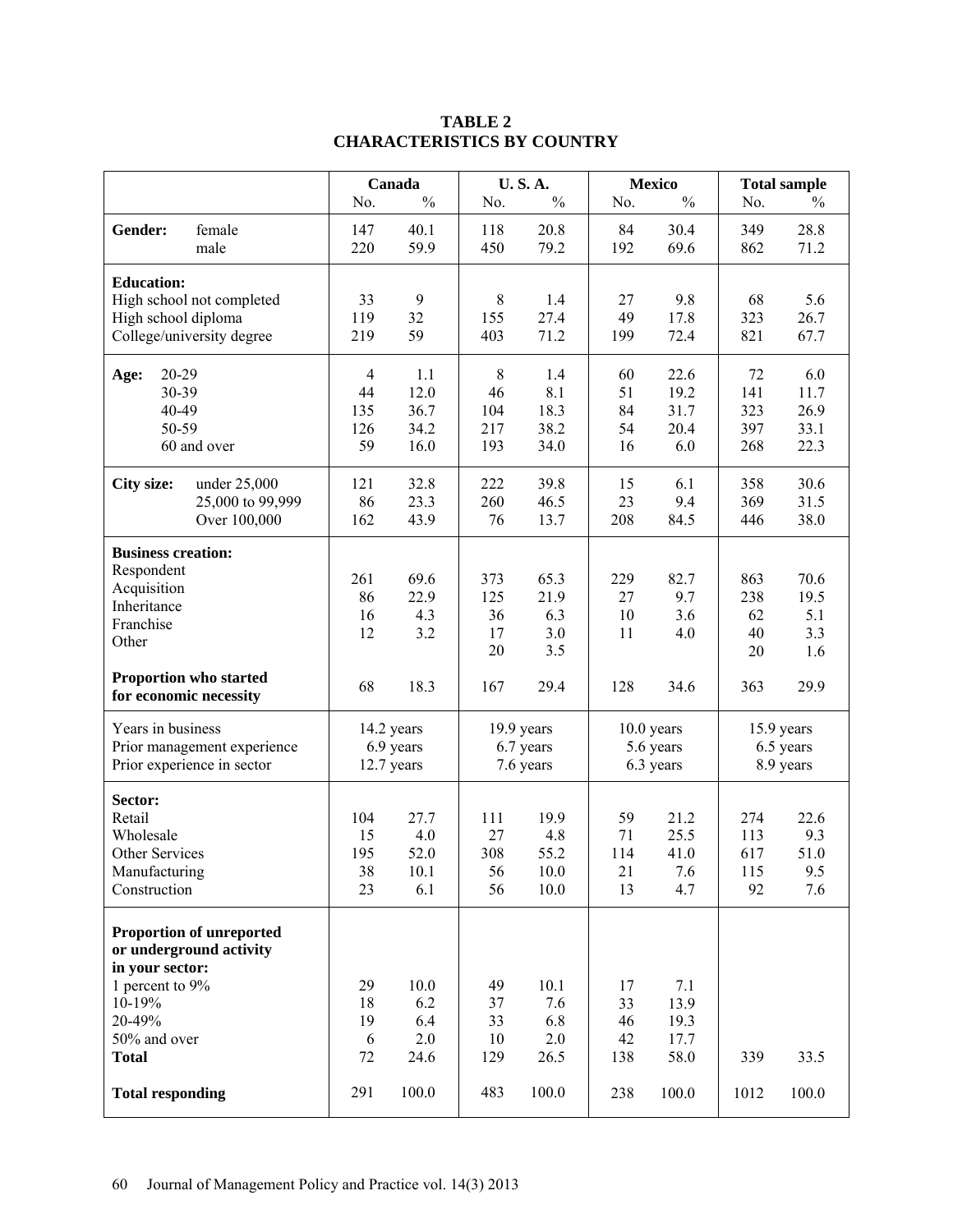**TABLE 2**
**CHARACTERISTICS BY COUNTRY**

| | | Canada | | U. S. A. | | Mexico | | Total sample | |
|---|---|---|---|---|---|---|---|---|---|
| | | No. | % | No. | % | No. | % | No. | % |
| **Gender:** | female | 147 | 40.1 | 118 | 20.8 | 84 | 30.4 | 349 | 28.8 |
| | male | 220 | 59.9 | 450 | 79.2 | 192 | 69.6 | 862 | 71.2 |
| **Education:** | | | | | | | | | |
| High school not completed | | 33 | 9 | 8 | 1.4 | 27 | 9.8 | 68 | 5.6 |
| High school diploma | | 119 | 32 | 155 | 27.4 | 49 | 17.8 | 323 | 26.7 |
| College/university degree | | 219 | 59 | 403 | 71.2 | 199 | 72.4 | 821 | 67.7 |
| **Age:** | 20-29 | 4 | 1.1 | 8 | 1.4 | 60 | 22.6 | 72 | 6.0 |
| | 30-39 | 44 | 12.0 | 46 | 8.1 | 51 | 19.2 | 141 | 11.7 |
| | 40-49 | 135 | 36.7 | 104 | 18.3 | 84 | 31.7 | 323 | 26.9 |
| | 50-59 | 126 | 34.2 | 217 | 38.2 | 54 | 20.4 | 397 | 33.1 |
| | 60 and over | 59 | 16.0 | 193 | 34.0 | 16 | 6.0 | 268 | 22.3 |
| **City size:** | under 25,000 | 121 | 32.8 | 222 | 39.8 | 15 | 6.1 | 358 | 30.6 |
| | 25,000 to 99,999 | 86 | 23.3 | 260 | 46.5 | 23 | 9.4 | 369 | 31.5 |
| | Over 100,000 | 162 | 43.9 | 76 | 13.7 | 208 | 84.5 | 446 | 38.0 |
| **Business creation:** | | | | | | | | | |
| Respondent | | 261 | 69.6 | 373 | 65.3 | 229 | 82.7 | 863 | 70.6 |
| Acquisition | | 86 | 22.9 | 125 | 21.9 | 27 | 9.7 | 238 | 19.5 |
| Inheritance | | 16 | 4.3 | 36 | 6.3 | 10 | 3.6 | 62 | 5.1 |
| Franchise | | 12 | 3.2 | 17 | 3.0 | 11 | 4.0 | 40 | 3.3 |
| Other | | | | 20 | 3.5 | | | 20 | 1.6 |
| **Proportion who started for economic necessity** | | 68 | 18.3 | 167 | 29.4 | 128 | 34.6 | 363 | 29.9 |
| Years in business | | 14.2 years | | 19.9 years | | 10.0 years | | 15.9 years | |
| Prior management experience | | 6.9 years | | 6.7 years | | 5.6 years | | 6.5 years | |
| Prior experience in sector | | 12.7 years | | 7.6 years | | 6.3 years | | 8.9 years | |
| **Sector:** | | | | | | | | | |
| Retail | | 104 | 27.7 | 111 | 19.9 | 59 | 21.2 | 274 | 22.6 |
| Wholesale | | 15 | 4.0 | 27 | 4.8 | 71 | 25.5 | 113 | 9.3 |
| Other Services | | 195 | 52.0 | 308 | 55.2 | 114 | 41.0 | 617 | 51.0 |
| Manufacturing | | 38 | 10.1 | 56 | 10.0 | 21 | 7.6 | 115 | 9.5 |
| Construction | | 23 | 6.1 | 56 | 10.0 | 13 | 4.7 | 92 | 7.6 |
| **Proportion of unreported or underground activity in your sector:** | | | | | | | | | |
| 1 percent to 9% | | 29 | 10.0 | 49 | 10.1 | 17 | 7.1 | | |
| 10-19% | | 18 | 6.2 | 37 | 7.6 | 33 | 13.9 | | |
| 20-49% | | 19 | 6.4 | 33 | 6.8 | 46 | 19.3 | | |
| 50% and over | | 6 | 2.0 | 10 | 2.0 | 42 | 17.7 | | |
| **Total** | | 72 | 24.6 | 129 | 26.5 | 138 | 58.0 | 339 | 33.5 |
| **Total responding** | | 291 | 100.0 | 483 | 100.0 | 238 | 100.0 | 1012 | 100.0 |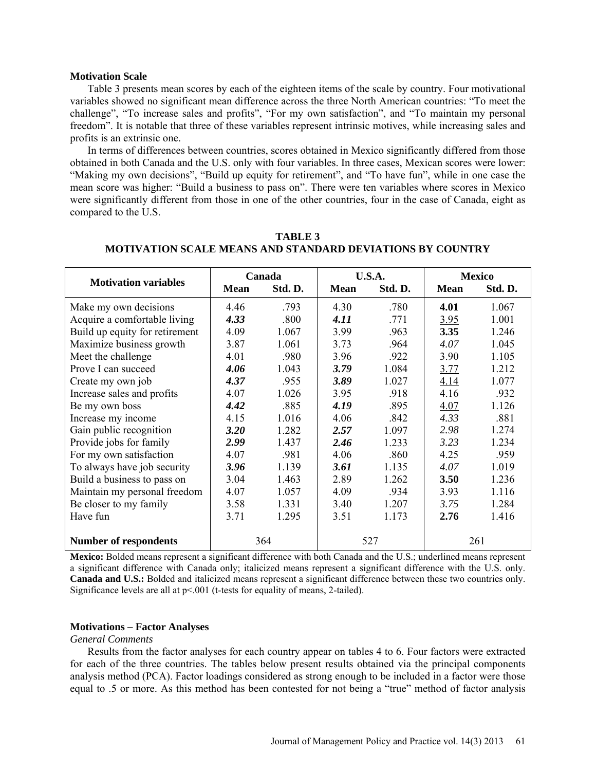**Motivation Scale**

Table 3 presents mean scores by each of the eighteen items of the scale by country. Four motivational variables showed no significant mean difference across the three North American countries: "To meet the challenge", "To increase sales and profits", "For my own satisfaction", and "To maintain my personal freedom". It is notable that three of these variables represent intrinsic motives, while increasing sales and profits is an extrinsic one.

In terms of differences between countries, scores obtained in Mexico significantly differed from those obtained in both Canada and the U.S. only with four variables. In three cases, Mexican scores were lower: "Making my own decisions", "Build up equity for retirement", and "To have fun", while in one case the mean score was higher: "Build a business to pass on". There were ten variables where scores in Mexico were significantly different from those in one of the other countries, four in the case of Canada, eight as compared to the U.S.

**TABLE 3**
**MOTIVATION SCALE MEANS AND STANDARD DEVIATIONS BY COUNTRY**

| Motivation variables | Canada | | U.S.A. | | Mexico | |
|---|---|---|---|---|---|---|
| | Mean | Std. D. | Mean | Std. D. | Mean | Std. D. |
| Make my own decisions | 4.46 | .793 | 4.30 | .780 | **4.01** | 1.067 |
| Acquire a comfortable living | ***4.33*** | .800 | ***4.11*** | .771 | <u>3.95</u> | 1.001 |
| Build up equity for retirement | 4.09 | 1.067 | 3.99 | .963 | **3.35** | 1.246 |
| Maximize business growth | 3.87 | 1.061 | 3.73 | .964 | *4.07* | 1.045 |
| Meet the challenge | 4.01 | .980 | 3.96 | .922 | 3.90 | 1.105 |
| Prove I can succeed | ***4.06*** | 1.043 | ***3.79*** | 1.084 | <u>3.77</u> | 1.212 |
| Create my own job | ***4.37*** | .955 | ***3.89*** | 1.027 | <u>4.14</u> | 1.077 |
| Increase sales and profits | 4.07 | 1.026 | 3.95 | .918 | 4.16 | .932 |
| Be my own boss | ***4.42*** | .885 | ***4.19*** | .895 | <u>4.07</u> | 1.126 |
| Increase my income | 4.15 | 1.016 | 4.06 | .842 | *4.33* | .881 |
| Gain public recognition | ***3.20*** | 1.282 | ***2.57*** | 1.097 | *2.98* | 1.274 |
| Provide jobs for family | ***2.99*** | 1.437 | ***2.46*** | 1.233 | *3.23* | 1.234 |
| For my own satisfaction | 4.07 | .981 | 4.06 | .860 | 4.25 | .959 |
| To always have job security | ***3.96*** | 1.139 | ***3.61*** | 1.135 | *4.07* | 1.019 |
| Build a business to pass on | 3.04 | 1.463 | 2.89 | 1.262 | **3.50** | 1.236 |
| Maintain my personal freedom | 4.07 | 1.057 | 4.09 | .934 | 3.93 | 1.116 |
| Be closer to my family | 3.58 | 1.331 | 3.40 | 1.207 | *3.75* | 1.284 |
| Have fun | 3.71 | 1.295 | 3.51 | 1.173 | **2.76** | 1.416 |
| **Number of respondents** | 364 | | 527 | | 261 | |

**Mexico:** Bolded means represent a significant difference with both Canada and the U.S.; underlined means represent a significant difference with Canada only; italicized means represent a significant difference with the U.S. only. **Canada and U.S.:** Bolded and italicized means represent a significant difference between these two countries only. Significance levels are all at $p<.001$ (t-tests for equality of means, 2-tailed).

**Motivations – Factor Analyses**

*General Comments*

Results from the factor analyses for each country appear on tables 4 to 6. Four factors were extracted for each of the three countries. The tables below present results obtained via the principal components analysis method (PCA). Factor loadings considered as strong enough to be included in a factor were those equal to .5 or more. As this method has been contested for not being a "true" method of factor analysis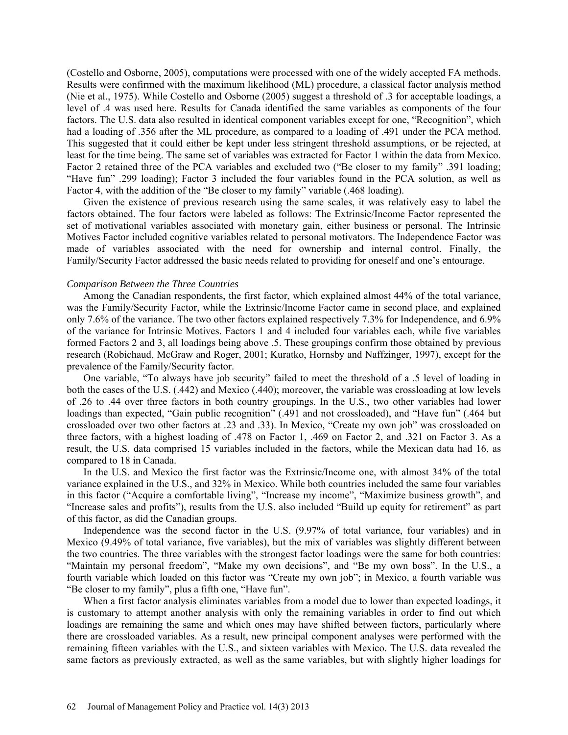(Costello and Osborne, 2005), computations were processed with one of the widely accepted FA methods. Results were confirmed with the maximum likelihood (ML) procedure, a classical factor analysis method (Nie et al., 1975). While Costello and Osborne (2005) suggest a threshold of .3 for acceptable loadings, a level of .4 was used here. Results for Canada identified the same variables as components of the four factors. The U.S. data also resulted in identical component variables except for one, "Recognition", which had a loading of .356 after the ML procedure, as compared to a loading of .491 under the PCA method. This suggested that it could either be kept under less stringent threshold assumptions, or be rejected, at least for the time being. The same set of variables was extracted for Factor 1 within the data from Mexico. Factor 2 retained three of the PCA variables and excluded two ("Be closer to my family" .391 loading; "Have fun" .299 loading); Factor 3 included the four variables found in the PCA solution, as well as Factor 4, with the addition of the "Be closer to my family" variable (.468 loading).

Given the existence of previous research using the same scales, it was relatively easy to label the factors obtained. The four factors were labeled as follows: The Extrinsic/Income Factor represented the set of motivational variables associated with monetary gain, either business or personal. The Intrinsic Motives Factor included cognitive variables related to personal motivators. The Independence Factor was made of variables associated with the need for ownership and internal control. Finally, the Family/Security Factor addressed the basic needs related to providing for oneself and one's entourage.

*Comparison Between the Three Countries*

Among the Canadian respondents, the first factor, which explained almost 44% of the total variance, was the Family/Security Factor, while the Extrinsic/Income Factor came in second place, and explained only 7.6% of the variance. The two other factors explained respectively 7.3% for Independence, and 6.9% of the variance for Intrinsic Motives. Factors 1 and 4 included four variables each, while five variables formed Factors 2 and 3, all loadings being above .5. These groupings confirm those obtained by previous research (Robichaud, McGraw and Roger, 2001; Kuratko, Hornsby and Naffzinger, 1997), except for the prevalence of the Family/Security factor.

One variable, "To always have job security" failed to meet the threshold of a .5 level of loading in both the cases of the U.S. (.442) and Mexico (.440); moreover, the variable was crossloading at low levels of .26 to .44 over three factors in both country groupings. In the U.S., two other variables had lower loadings than expected, "Gain public recognition" (.491 and not crossloaded), and "Have fun" (.464 but crossloaded over two other factors at .23 and .33). In Mexico, "Create my own job" was crossloaded on three factors, with a highest loading of .478 on Factor 1, .469 on Factor 2, and .321 on Factor 3. As a result, the U.S. data comprised 15 variables included in the factors, while the Mexican data had 16, as compared to 18 in Canada.

In the U.S. and Mexico the first factor was the Extrinsic/Income one, with almost 34% of the total variance explained in the U.S., and 32% in Mexico. While both countries included the same four variables in this factor ("Acquire a comfortable living", "Increase my income", "Maximize business growth", and "Increase sales and profits"), results from the U.S. also included "Build up equity for retirement" as part of this factor, as did the Canadian groups.

Independence was the second factor in the U.S. (9.97% of total variance, four variables) and in Mexico (9.49% of total variance, five variables), but the mix of variables was slightly different between the two countries. The three variables with the strongest factor loadings were the same for both countries: "Maintain my personal freedom", "Make my own decisions", and "Be my own boss". In the U.S., a fourth variable which loaded on this factor was "Create my own job"; in Mexico, a fourth variable was "Be closer to my family", plus a fifth one, "Have fun".

When a first factor analysis eliminates variables from a model due to lower than expected loadings, it is customary to attempt another analysis with only the remaining variables in order to find out which loadings are remaining the same and which ones may have shifted between factors, particularly where there are crossloaded variables. As a result, new principal component analyses were performed with the remaining fifteen variables with the U.S., and sixteen variables with Mexico. The U.S. data revealed the same factors as previously extracted, as well as the same variables, but with slightly higher loadings for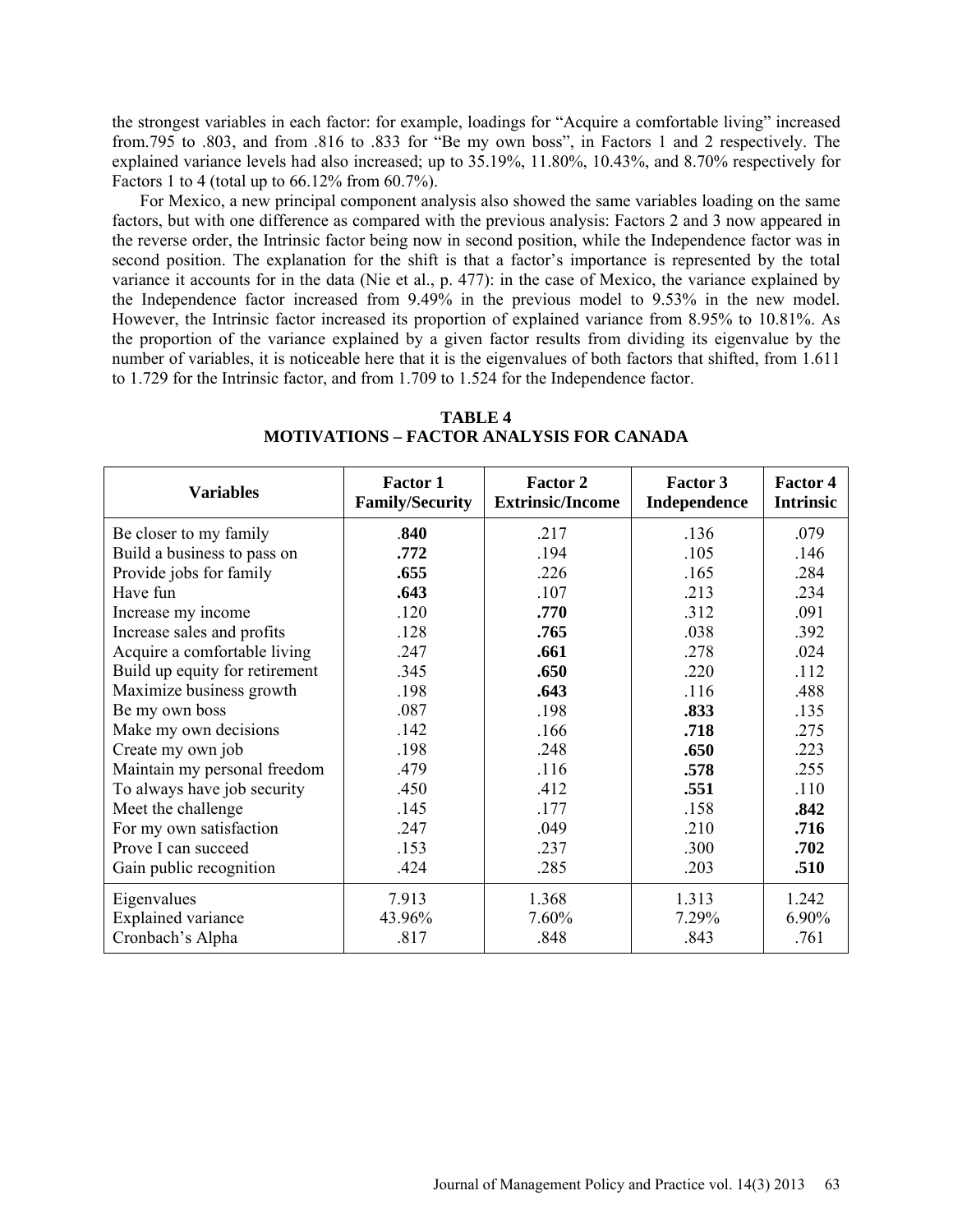the strongest variables in each factor: for example, loadings for "Acquire a comfortable living" increased from.795 to .803, and from .816 to .833 for "Be my own boss", in Factors 1 and 2 respectively. The explained variance levels had also increased; up to 35.19%, 11.80%, 10.43%, and 8.70% respectively for Factors 1 to 4 (total up to 66.12% from 60.7%).

For Mexico, a new principal component analysis also showed the same variables loading on the same factors, but with one difference as compared with the previous analysis: Factors 2 and 3 now appeared in the reverse order, the Intrinsic factor being now in second position, while the Independence factor was in second position. The explanation for the shift is that a factor's importance is represented by the total variance it accounts for in the data (Nie et al., p. 477): in the case of Mexico, the variance explained by the Independence factor increased from 9.49% in the previous model to 9.53% in the new model. However, the Intrinsic factor increased its proportion of explained variance from 8.95% to 10.81%. As the proportion of the variance explained by a given factor results from dividing its eigenvalue by the number of variables, it is noticeable here that it is the eigenvalues of both factors that shifted, from 1.611 to 1.729 for the Intrinsic factor, and from 1.709 to 1.524 for the Independence factor.

**TABLE 4**
**MOTIVATIONS – FACTOR ANALYSIS FOR CANADA**

| Variables | Factor 1 Family/Security | Factor 2 Extrinsic/Income | Factor 3 Independence | Factor 4 Intrinsic |
|---|---|---|---|---|
| Be closer to my family | **.840** | .217 | .136 | .079 |
| Build a business to pass on | **.772** | .194 | .105 | .146 |
| Provide jobs for family | **.655** | .226 | .165 | .284 |
| Have fun | **.643** | .107 | .213 | .234 |
| Increase my income | .120 | **.770** | .312 | .091 |
| Increase sales and profits | .128 | **.765** | .038 | .392 |
| Acquire a comfortable living | .247 | **.661** | .278 | .024 |
| Build up equity for retirement | .345 | **.650** | .220 | .112 |
| Maximize business growth | .198 | **.643** | .116 | .488 |
| Be my own boss | .087 | .198 | **.833** | .135 |
| Make my own decisions | .142 | .166 | **.718** | .275 |
| Create my own job | .198 | .248 | **.650** | .223 |
| Maintain my personal freedom | .479 | .116 | **.578** | .255 |
| To always have job security | .450 | .412 | **.551** | .110 |
| Meet the challenge | .145 | .177 | .158 | **.842** |
| For my own satisfaction | .247 | .049 | .210 | **.716** |
| Prove I can succeed | .153 | .237 | .300 | **.702** |
| Gain public recognition | .424 | .285 | .203 | **.510** |
| Eigenvalues | 7.913 | 1.368 | 1.313 | 1.242 |
| Explained variance | 43.96% | 7.60% | 7.29% | 6.90% |
| Cronbach's Alpha | .817 | .848 | .843 | .761 |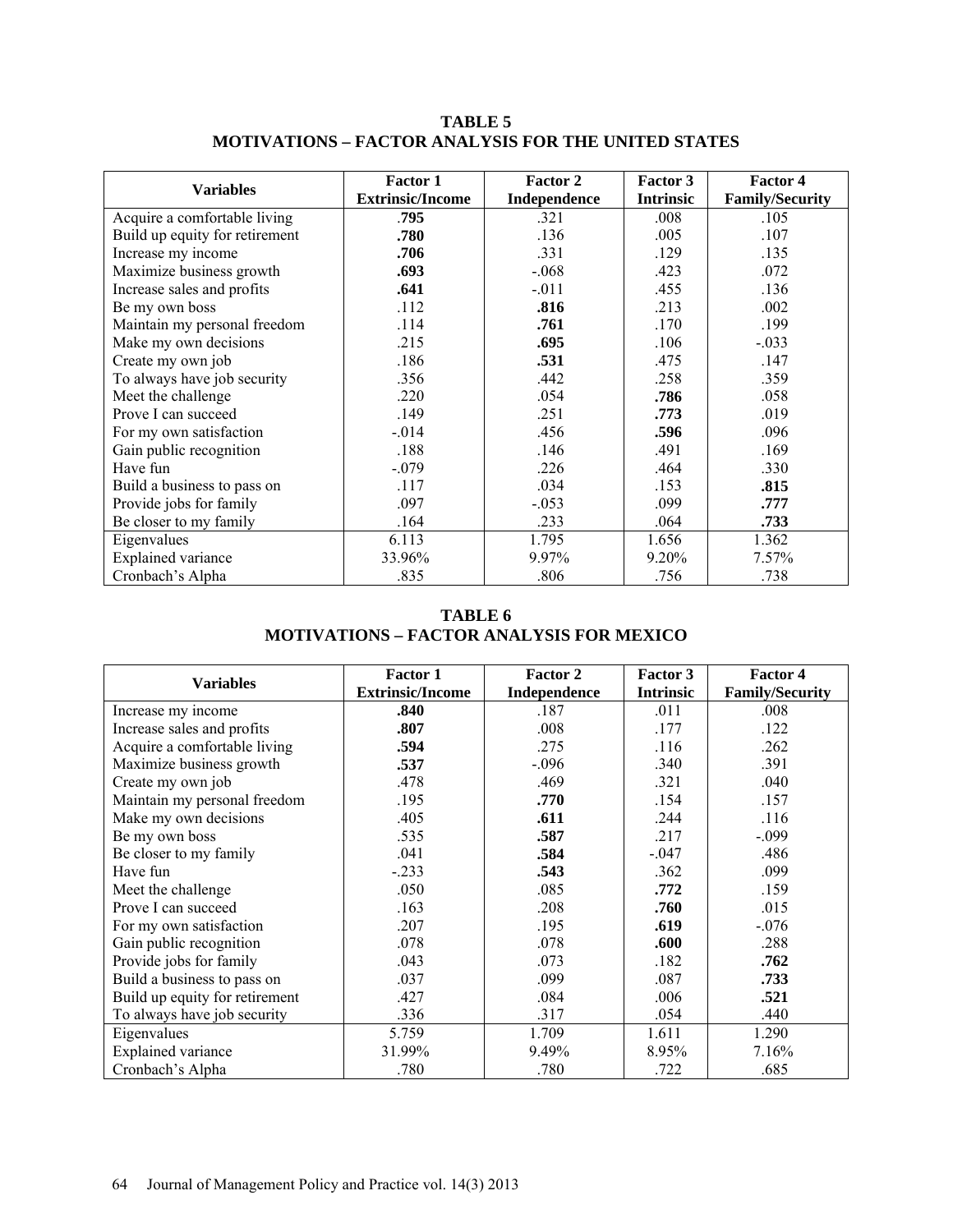**TABLE 5**
**MOTIVATIONS – FACTOR ANALYSIS FOR THE UNITED STATES**

| Variables | Factor 1 Extrinsic/Income | Factor 2 Independence | Factor 3 Intrinsic | Factor 4 Family/Security |
|---|---|---|---|---|
| Acquire a comfortable living | **.795** | .321 | .008 | .105 |
| Build up equity for retirement | **.780** | .136 | .005 | .107 |
| Increase my income | **.706** | .331 | .129 | .135 |
| Maximize business growth | **.693** | -.068 | .423 | .072 |
| Increase sales and profits | **.641** | -.011 | .455 | .136 |
| Be my own boss | .112 | **.816** | .213 | .002 |
| Maintain my personal freedom | .114 | **.761** | .170 | .199 |
| Make my own decisions | .215 | **.695** | .106 | -.033 |
| Create my own job | .186 | **.531** | .475 | .147 |
| To always have job security | .356 | .442 | .258 | .359 |
| Meet the challenge | .220 | .054 | **.786** | .058 |
| Prove I can succeed | .149 | .251 | **.773** | .019 |
| For my own satisfaction | -.014 | .456 | **.596** | .096 |
| Gain public recognition | .188 | .146 | .491 | .169 |
| Have fun | -.079 | .226 | .464 | .330 |
| Build a business to pass on | .117 | .034 | .153 | **.815** |
| Provide jobs for family | .097 | -.053 | .099 | **.777** |
| Be closer to my family | .164 | .233 | .064 | **.733** |
| Eigenvalues | 6.113 | 1.795 | 1.656 | 1.362 |
| Explained variance | 33.96% | 9.97% | 9.20% | 7.57% |
| Cronbach's Alpha | .835 | .806 | .756 | .738 |

**TABLE 6**
**MOTIVATIONS – FACTOR ANALYSIS FOR MEXICO**

| Variables | Factor 1 Extrinsic/Income | Factor 2 Independence | Factor 3 Intrinsic | Factor 4 Family/Security |
|---|---|---|---|---|
| Increase my income | **.840** | .187 | .011 | .008 |
| Increase sales and profits | **.807** | .008 | .177 | .122 |
| Acquire a comfortable living | **.594** | .275 | .116 | .262 |
| Maximize business growth | **.537** | -.096 | .340 | .391 |
| Create my own job | .478 | .469 | .321 | .040 |
| Maintain my personal freedom | .195 | **.770** | .154 | .157 |
| Make my own decisions | .405 | **.611** | .244 | .116 |
| Be my own boss | .535 | **.587** | .217 | -.099 |
| Be closer to my family | .041 | **.584** | -.047 | .486 |
| Have fun | -.233 | **.543** | .362 | .099 |
| Meet the challenge | .050 | .085 | **.772** | .159 |
| Prove I can succeed | .163 | .208 | **.760** | .015 |
| For my own satisfaction | .207 | .195 | **.619** | -.076 |
| Gain public recognition | .078 | .078 | **.600** | .288 |
| Provide jobs for family | .043 | .073 | .182 | **.762** |
| Build a business to pass on | .037 | .099 | .087 | **.733** |
| Build up equity for retirement | .427 | .084 | .006 | **.521** |
| To always have job security | .336 | .317 | .054 | .440 |
| Eigenvalues | 5.759 | 1.709 | 1.611 | 1.290 |
| Explained variance | 31.99% | 9.49% | 8.95% | 7.16% |
| Cronbach's Alpha | .780 | .780 | .722 | .685 |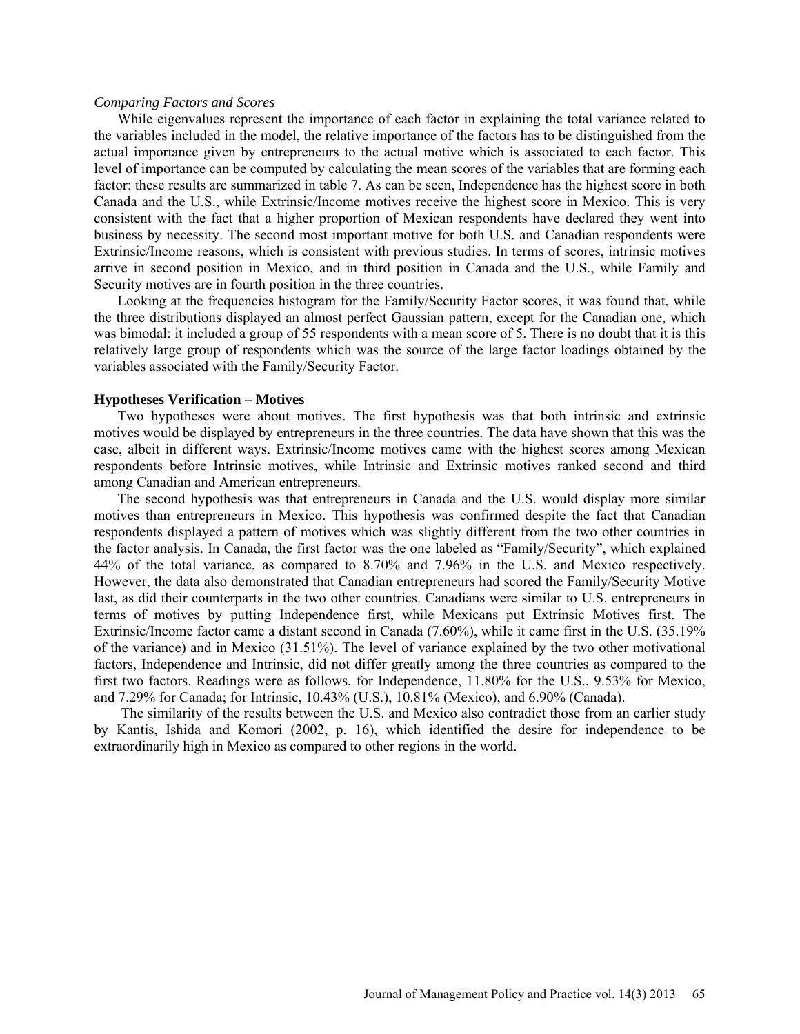*Comparing Factors and Scores*

While eigenvalues represent the importance of each factor in explaining the total variance related to the variables included in the model, the relative importance of the factors has to be distinguished from the actual importance given by entrepreneurs to the actual motive which is associated to each factor. This level of importance can be computed by calculating the mean scores of the variables that are forming each factor: these results are summarized in table 7. As can be seen, Independence has the highest score in both Canada and the U.S., while Extrinsic/Income motives receive the highest score in Mexico. This is very consistent with the fact that a higher proportion of Mexican respondents have declared they went into business by necessity. The second most important motive for both U.S. and Canadian respondents were Extrinsic/Income reasons, which is consistent with previous studies. In terms of scores, intrinsic motives arrive in second position in Mexico, and in third position in Canada and the U.S., while Family and Security motives are in fourth position in the three countries.

Looking at the frequencies histogram for the Family/Security Factor scores, it was found that, while the three distributions displayed an almost perfect Gaussian pattern, except for the Canadian one, which was bimodal: it included a group of 55 respondents with a mean score of 5. There is no doubt that it is this relatively large group of respondents which was the source of the large factor loadings obtained by the variables associated with the Family/Security Factor.

**Hypotheses Verification – Motives**

Two hypotheses were about motives. The first hypothesis was that both intrinsic and extrinsic motives would be displayed by entrepreneurs in the three countries. The data have shown that this was the case, albeit in different ways. Extrinsic/Income motives came with the highest scores among Mexican respondents before Intrinsic motives, while Intrinsic and Extrinsic motives ranked second and third among Canadian and American entrepreneurs.

The second hypothesis was that entrepreneurs in Canada and the U.S. would display more similar motives than entrepreneurs in Mexico. This hypothesis was confirmed despite the fact that Canadian respondents displayed a pattern of motives which was slightly different from the two other countries in the factor analysis. In Canada, the first factor was the one labeled as "Family/Security", which explained 44% of the total variance, as compared to 8.70% and 7.96% in the U.S. and Mexico respectively. However, the data also demonstrated that Canadian entrepreneurs had scored the Family/Security Motive last, as did their counterparts in the two other countries. Canadians were similar to U.S. entrepreneurs in terms of motives by putting Independence first, while Mexicans put Extrinsic Motives first. The Extrinsic/Income factor came a distant second in Canada (7.60%), while it came first in the U.S. (35.19% of the variance) and in Mexico (31.51%). The level of variance explained by the two other motivational factors, Independence and Intrinsic, did not differ greatly among the three countries as compared to the first two factors. Readings were as follows, for Independence, 11.80% for the U.S., 9.53% for Mexico, and 7.29% for Canada; for Intrinsic, 10.43% (U.S.), 10.81% (Mexico), and 6.90% (Canada).

The similarity of the results between the U.S. and Mexico also contradict those from an earlier study by Kantis, Ishida and Komori (2002, p. 16), which identified the desire for independence to be extraordinarily high in Mexico as compared to other regions in the world.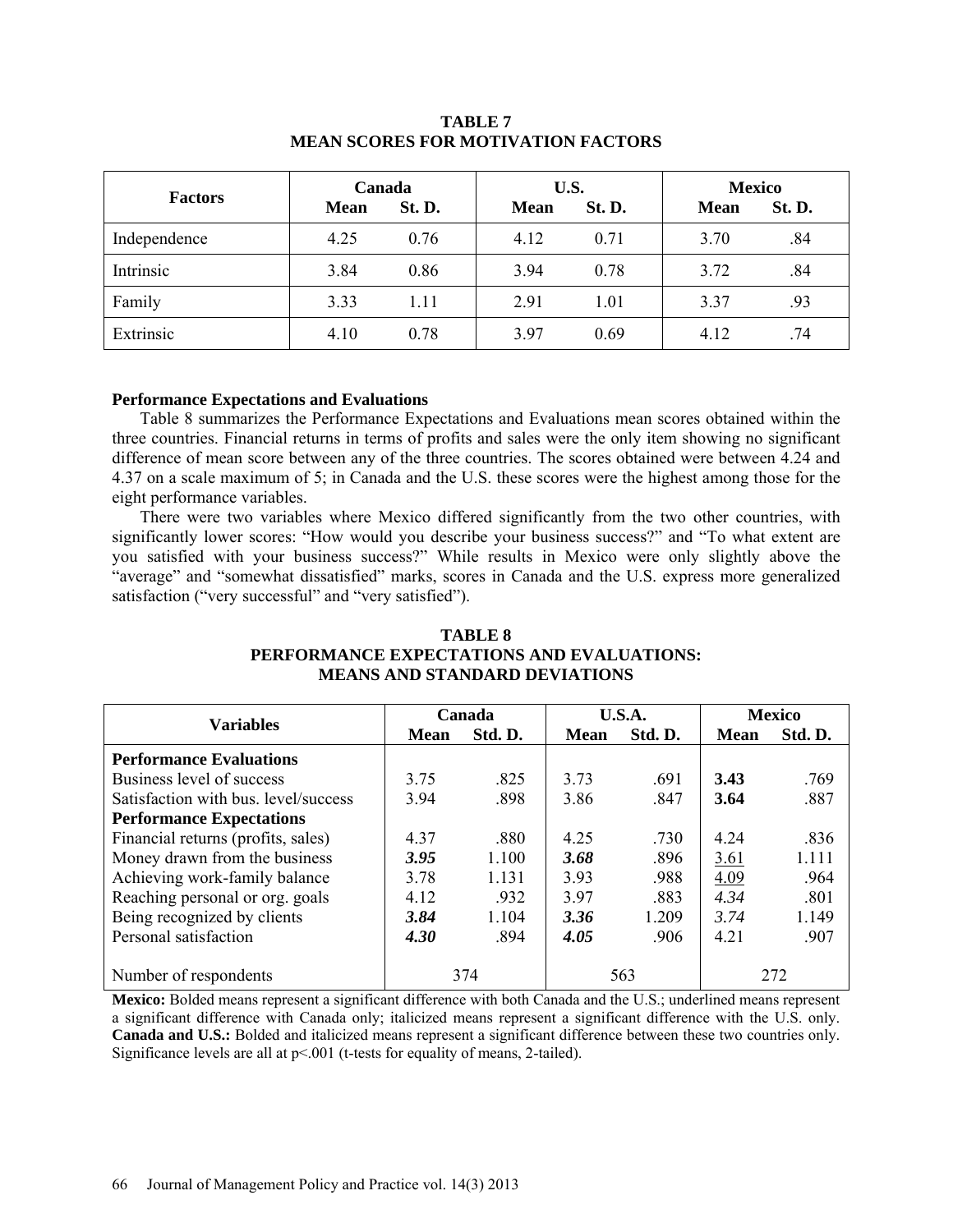**TABLE 7**
**MEAN SCORES FOR MOTIVATION FACTORS**

| Factors | Canada | | U.S. | | Mexico | |
|---|---|---|---|---|---|---|
| | **Mean** | **St. D.** | **Mean** | **St. D.** | **Mean** | **St. D.** |
| Independence | 4.25 | 0.76 | 4.12 | 0.71 | 3.70 | .84 |
| Intrinsic | 3.84 | 0.86 | 3.94 | 0.78 | 3.72 | .84 |
| Family | 3.33 | 1.11 | 2.91 | 1.01 | 3.37 | .93 |
| Extrinsic | 4.10 | 0.78 | 3.97 | 0.69 | 4.12 | .74 |

### Performance Expectations and Evaluations

Table 8 summarizes the Performance Expectations and Evaluations mean scores obtained within the three countries. Financial returns in terms of profits and sales were the only item showing no significant difference of mean score between any of the three countries. The scores obtained were between 4.24 and 4.37 on a scale maximum of 5; in Canada and the U.S. these scores were the highest among those for the eight performance variables.

There were two variables where Mexico differed significantly from the two other countries, with significantly lower scores: "How would you describe your business success?" and "To what extent are you satisfied with your business success?" While results in Mexico were only slightly above the "average" and "somewhat dissatisfied" marks, scores in Canada and the U.S. express more generalized satisfaction ("very successful" and "very satisfied").

**TABLE 8**
**PERFORMANCE EXPECTATIONS AND EVALUATIONS:**
**MEANS AND STANDARD DEVIATIONS**

| Variables | Canada | | U.S.A. | | Mexico | |
|---|---|---|---|---|---|---|
| | **Mean** | **Std. D.** | **Mean** | **Std. D.** | **Mean** | **Std. D.** |
| **Performance Evaluations** | | | | | | |
| Business level of success | 3.75 | .825 | 3.73 | .691 | **3.43** | .769 |
| Satisfaction with bus. level/success | 3.94 | .898 | 3.86 | .847 | **3.64** | .887 |
| **Performance Expectations** | | | | | | |
| Financial returns (profits, sales) | 4.37 | .880 | 4.25 | .730 | 4.24 | .836 |
| Money drawn from the business | ***3.95*** | 1.100 | ***3.68*** | .896 | <u>3.61</u> | 1.111 |
| Achieving work-family balance | 3.78 | 1.131 | 3.93 | .988 | <u>4.09</u> | .964 |
| Reaching personal or org. goals | 4.12 | .932 | 3.97 | .883 | *4.34* | .801 |
| Being recognized by clients | ***3.84*** | 1.104 | ***3.36*** | 1.209 | *3.74* | 1.149 |
| Personal satisfaction | ***4.30*** | .894 | ***4.05*** | .906 | 4.21 | .907 |
| Number of respondents | 374 | | 563 | | 272 | |

**Mexico:** Bolded means represent a significant difference with both Canada and the U.S.; underlined means represent a significant difference with Canada only; italicized means represent a significant difference with the U.S. only. **Canada and U.S.:** Bolded and italicized means represent a significant difference between these two countries only. Significance levels are all at $p<.001$ (t-tests for equality of means, 2-tailed).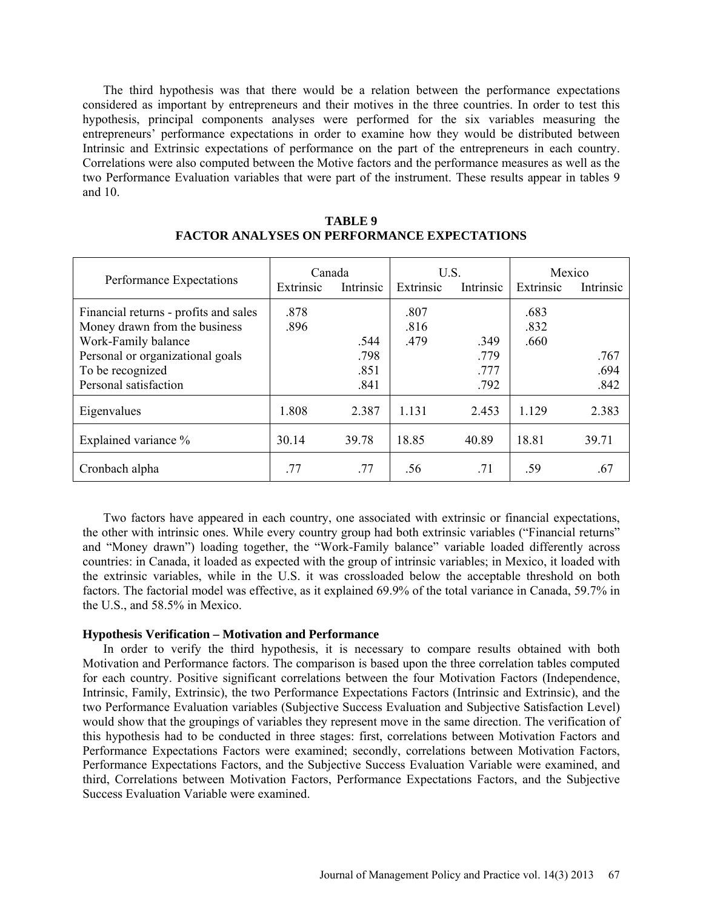The third hypothesis was that there would be a relation between the performance expectations considered as important by entrepreneurs and their motives in the three countries. In order to test this hypothesis, principal components analyses were performed for the six variables measuring the entrepreneurs' performance expectations in order to examine how they would be distributed between Intrinsic and Extrinsic expectations of performance on the part of the entrepreneurs in each country. Correlations were also computed between the Motive factors and the performance measures as well as the two Performance Evaluation variables that were part of the instrument. These results appear in tables 9 and 10.

**TABLE 9**
**FACTOR ANALYSES ON PERFORMANCE EXPECTATIONS**

| Performance Expectations | Canada | | U.S. | | Mexico | |
|---|---|---|---|---|---|---|
| | Extrinsic | Intrinsic | Extrinsic | Intrinsic | Extrinsic | Intrinsic |
| Financial returns - profits and sales | .878 | | .807 | | .683 | |
| Money drawn from the business | .896 | | .816 | | .832 | |
| Work-Family balance | | .544 | .479 | .349 | .660 | |
| Personal or organizational goals | | .798 | | .779 | | .767 |
| To be recognized | | .851 | | .777 | | .694 |
| Personal satisfaction | | .841 | | .792 | | .842 |
| Eigenvalues | 1.808 | 2.387 | 1.131 | 2.453 | 1.129 | 2.383 |
| Explained variance % | 30.14 | 39.78 | 18.85 | 40.89 | 18.81 | 39.71 |
| Cronbach alpha | .77 | .77 | .56 | .71 | .59 | .67 |

Two factors have appeared in each country, one associated with extrinsic or financial expectations, the other with intrinsic ones. While every country group had both extrinsic variables ("Financial returns" and "Money drawn") loading together, the "Work-Family balance" variable loaded differently across countries: in Canada, it loaded as expected with the group of intrinsic variables; in Mexico, it loaded with the extrinsic variables, while in the U.S. it was crossloaded below the acceptable threshold on both factors. The factorial model was effective, as it explained 69.9% of the total variance in Canada, 59.7% in the U.S., and 58.5% in Mexico.

### Hypothesis Verification – Motivation and Performance

In order to verify the third hypothesis, it is necessary to compare results obtained with both Motivation and Performance factors. The comparison is based upon the three correlation tables computed for each country. Positive significant correlations between the four Motivation Factors (Independence, Intrinsic, Family, Extrinsic), the two Performance Expectations Factors (Intrinsic and Extrinsic), and the two Performance Evaluation variables (Subjective Success Evaluation and Subjective Satisfaction Level) would show that the groupings of variables they represent move in the same direction. The verification of this hypothesis had to be conducted in three stages: first, correlations between Motivation Factors and Performance Expectations Factors were examined; secondly, correlations between Motivation Factors, Performance Expectations Factors, and the Subjective Success Evaluation Variable were examined, and third, Correlations between Motivation Factors, Performance Expectations Factors, and the Subjective Success Evaluation Variable were examined.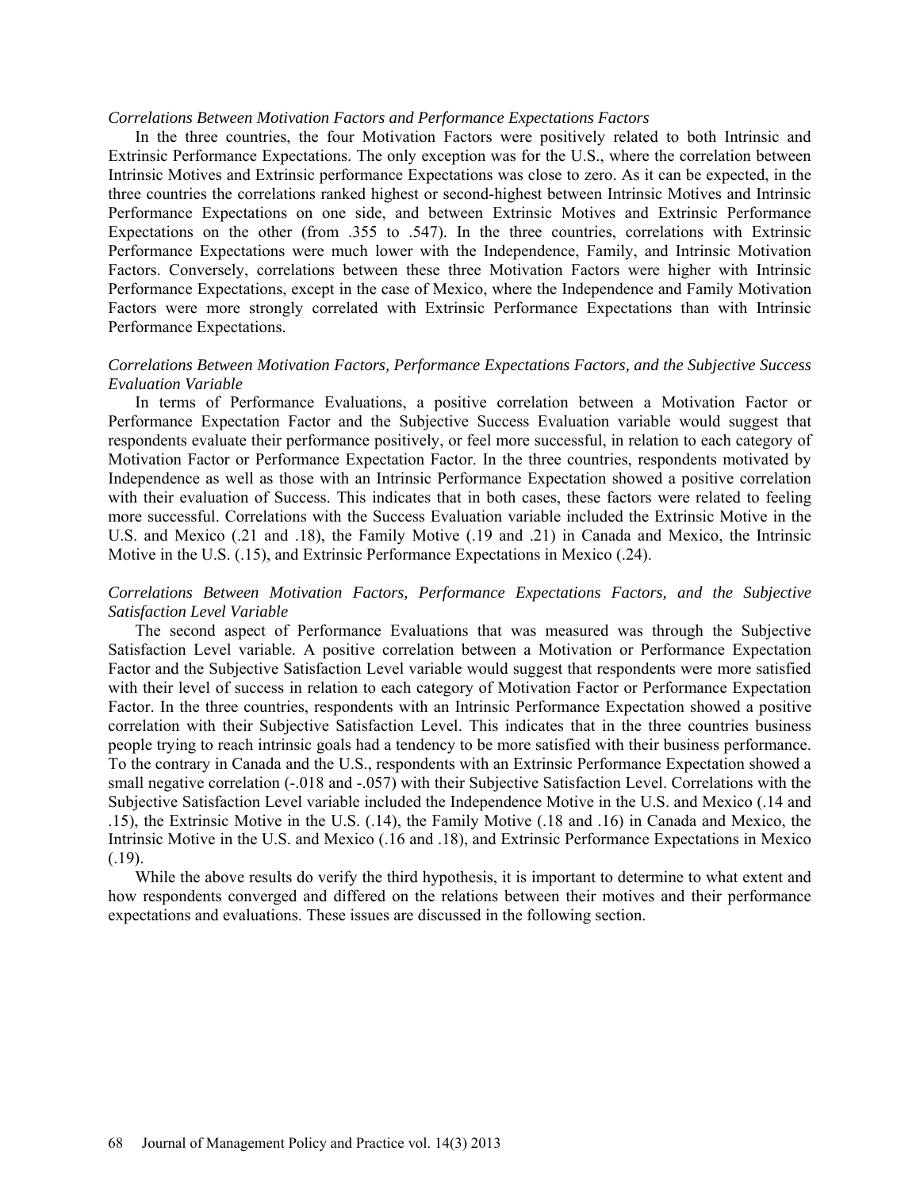*Correlations Between Motivation Factors and Performance Expectations Factors*

In the three countries, the four Motivation Factors were positively related to both Intrinsic and Extrinsic Performance Expectations. The only exception was for the U.S., where the correlation between Intrinsic Motives and Extrinsic performance Expectations was close to zero. As it can be expected, in the three countries the correlations ranked highest or second-highest between Intrinsic Motives and Intrinsic Performance Expectations on one side, and between Extrinsic Motives and Extrinsic Performance Expectations on the other (from .355 to .547). In the three countries, correlations with Extrinsic Performance Expectations were much lower with the Independence, Family, and Intrinsic Motivation Factors. Conversely, correlations between these three Motivation Factors were higher with Intrinsic Performance Expectations, except in the case of Mexico, where the Independence and Family Motivation Factors were more strongly correlated with Extrinsic Performance Expectations than with Intrinsic Performance Expectations.

*Correlations Between Motivation Factors, Performance Expectations Factors, and the Subjective Success Evaluation Variable*

In terms of Performance Evaluations, a positive correlation between a Motivation Factor or Performance Expectation Factor and the Subjective Success Evaluation variable would suggest that respondents evaluate their performance positively, or feel more successful, in relation to each category of Motivation Factor or Performance Expectation Factor. In the three countries, respondents motivated by Independence as well as those with an Intrinsic Performance Expectation showed a positive correlation with their evaluation of Success. This indicates that in both cases, these factors were related to feeling more successful. Correlations with the Success Evaluation variable included the Extrinsic Motive in the U.S. and Mexico (.21 and .18), the Family Motive (.19 and .21) in Canada and Mexico, the Intrinsic Motive in the U.S. (.15), and Extrinsic Performance Expectations in Mexico (.24).

*Correlations Between Motivation Factors, Performance Expectations Factors, and the Subjective Satisfaction Level Variable*

The second aspect of Performance Evaluations that was measured was through the Subjective Satisfaction Level variable. A positive correlation between a Motivation or Performance Expectation Factor and the Subjective Satisfaction Level variable would suggest that respondents were more satisfied with their level of success in relation to each category of Motivation Factor or Performance Expectation Factor. In the three countries, respondents with an Intrinsic Performance Expectation showed a positive correlation with their Subjective Satisfaction Level. This indicates that in the three countries business people trying to reach intrinsic goals had a tendency to be more satisfied with their business performance. To the contrary in Canada and the U.S., respondents with an Extrinsic Performance Expectation showed a small negative correlation (-.018 and -.057) with their Subjective Satisfaction Level. Correlations with the Subjective Satisfaction Level variable included the Independence Motive in the U.S. and Mexico (.14 and .15), the Extrinsic Motive in the U.S. (.14), the Family Motive (.18 and .16) in Canada and Mexico, the Intrinsic Motive in the U.S. and Mexico (.16 and .18), and Extrinsic Performance Expectations in Mexico (.19).

While the above results do verify the third hypothesis, it is important to determine to what extent and how respondents converged and differed on the relations between their motives and their performance expectations and evaluations. These issues are discussed in the following section.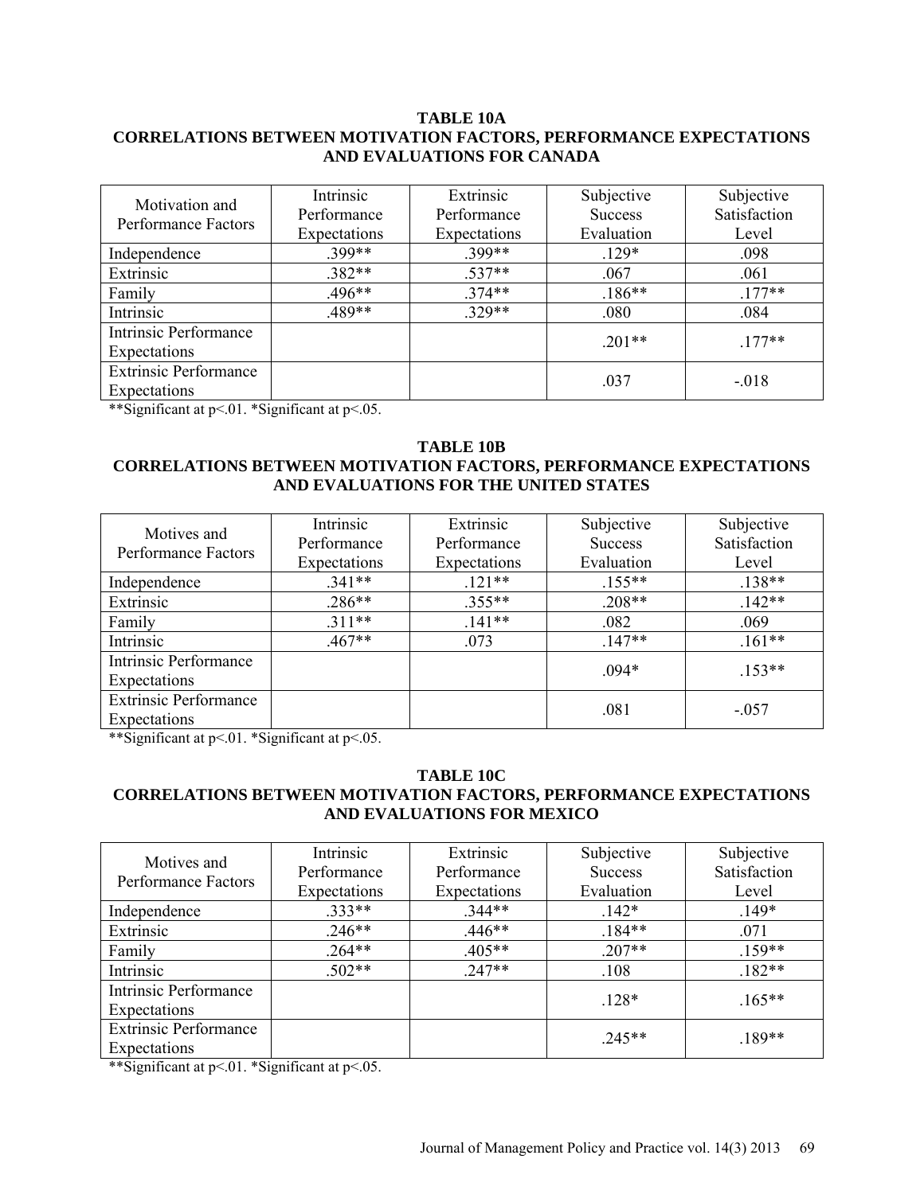**TABLE 10A**
**CORRELATIONS BETWEEN MOTIVATION FACTORS, PERFORMANCE EXPECTATIONS AND EVALUATIONS FOR CANADA**

| Motivation and Performance Factors | Intrinsic Performance Expectations | Extrinsic Performance Expectations | Subjective Success Evaluation | Subjective Satisfaction Level |
|---|---|---|---|---|
| Independence | .399** | .399** | .129* | .098 |
| Extrinsic | .382** | .537** | .067 | .061 |
| Family | .496** | .374** | .186** | .177** |
| Intrinsic | .489** | .329** | .080 | .084 |
| Intrinsic Performance Expectations | | | .201** | .177** |
| Extrinsic Performance Expectations | | | .037 | -.018 |

**Significant at p<.01. *Significant at p<.05.

**TABLE 10B**
**CORRELATIONS BETWEEN MOTIVATION FACTORS, PERFORMANCE EXPECTATIONS AND EVALUATIONS FOR THE UNITED STATES**

| Motives and Performance Factors | Intrinsic Performance Expectations | Extrinsic Performance Expectations | Subjective Success Evaluation | Subjective Satisfaction Level |
|---|---|---|---|---|
| Independence | .341** | .121** | .155** | .138** |
| Extrinsic | .286** | .355** | .208** | .142** |
| Family | .311** | .141** | .082 | .069 |
| Intrinsic | .467** | .073 | .147** | .161** |
| Intrinsic Performance Expectations | | | .094* | .153** |
| Extrinsic Performance Expectations | | | .081 | -.057 |

**Significant at p<.01. *Significant at p<.05.

**TABLE 10C**
**CORRELATIONS BETWEEN MOTIVATION FACTORS, PERFORMANCE EXPECTATIONS AND EVALUATIONS FOR MEXICO**

| Motives and Performance Factors | Intrinsic Performance Expectations | Extrinsic Performance Expectations | Subjective Success Evaluation | Subjective Satisfaction Level |
|---|---|---|---|---|
| Independence | .333** | .344** | .142* | .149* |
| Extrinsic | .246** | .446** | .184** | .071 |
| Family | .264** | .405** | .207** | .159** |
| Intrinsic | .502** | .247** | .108 | .182** |
| Intrinsic Performance Expectations | | | .128* | .165** |
| Extrinsic Performance Expectations | | | .245** | .189** |

**Significant at p<.01. *Significant at p<.05.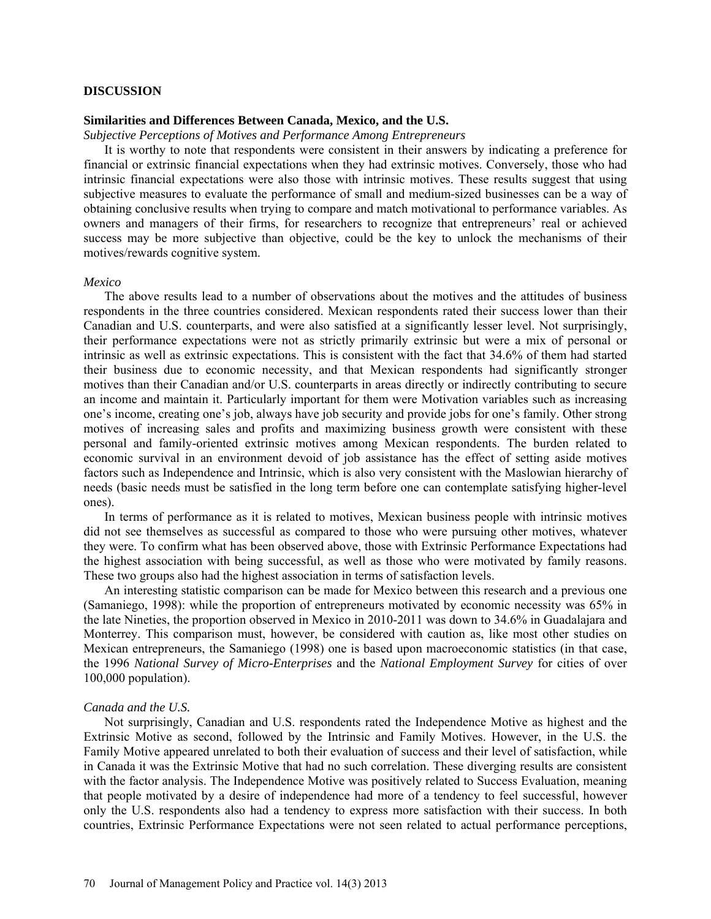## DISCUSSION

### Similarities and Differences Between Canada, Mexico, and the U.S.

*Subjective Perceptions of Motives and Performance Among Entrepreneurs*

It is worthy to note that respondents were consistent in their answers by indicating a preference for financial or extrinsic financial expectations when they had extrinsic motives. Conversely, those who had intrinsic financial expectations were also those with intrinsic motives. These results suggest that using subjective measures to evaluate the performance of small and medium-sized businesses can be a way of obtaining conclusive results when trying to compare and match motivational to performance variables. As owners and managers of their firms, for researchers to recognize that entrepreneurs' real or achieved success may be more subjective than objective, could be the key to unlock the mechanisms of their motives/rewards cognitive system.

*Mexico*

The above results lead to a number of observations about the motives and the attitudes of business respondents in the three countries considered. Mexican respondents rated their success lower than their Canadian and U.S. counterparts, and were also satisfied at a significantly lesser level. Not surprisingly, their performance expectations were not as strictly primarily extrinsic but were a mix of personal or intrinsic as well as extrinsic expectations. This is consistent with the fact that 34.6% of them had started their business due to economic necessity, and that Mexican respondents had significantly stronger motives than their Canadian and/or U.S. counterparts in areas directly or indirectly contributing to secure an income and maintain it. Particularly important for them were Motivation variables such as increasing one's income, creating one's job, always have job security and provide jobs for one's family. Other strong motives of increasing sales and profits and maximizing business growth were consistent with these personal and family-oriented extrinsic motives among Mexican respondents. The burden related to economic survival in an environment devoid of job assistance has the effect of setting aside motives factors such as Independence and Intrinsic, which is also very consistent with the Maslowian hierarchy of needs (basic needs must be satisfied in the long term before one can contemplate satisfying higher-level ones).

In terms of performance as it is related to motives, Mexican business people with intrinsic motives did not see themselves as successful as compared to those who were pursuing other motives, whatever they were. To confirm what has been observed above, those with Extrinsic Performance Expectations had the highest association with being successful, as well as those who were motivated by family reasons. These two groups also had the highest association in terms of satisfaction levels.

An interesting statistic comparison can be made for Mexico between this research and a previous one (Samaniego, 1998): while the proportion of entrepreneurs motivated by economic necessity was 65% in the late Nineties, the proportion observed in Mexico in 2010-2011 was down to 34.6% in Guadalajara and Monterrey. This comparison must, however, be considered with caution as, like most other studies on Mexican entrepreneurs, the Samaniego (1998) one is based upon macroeconomic statistics (in that case, the 1996 *National Survey of Micro-Enterprises* and the *National Employment Survey* for cities of over 100,000 population).

*Canada and the U.S.*

Not surprisingly, Canadian and U.S. respondents rated the Independence Motive as highest and the Extrinsic Motive as second, followed by the Intrinsic and Family Motives. However, in the U.S. the Family Motive appeared unrelated to both their evaluation of success and their level of satisfaction, while in Canada it was the Extrinsic Motive that had no such correlation. These diverging results are consistent with the factor analysis. The Independence Motive was positively related to Success Evaluation, meaning that people motivated by a desire of independence had more of a tendency to feel successful, however only the U.S. respondents also had a tendency to express more satisfaction with their success. In both countries, Extrinsic Performance Expectations were not seen related to actual performance perceptions,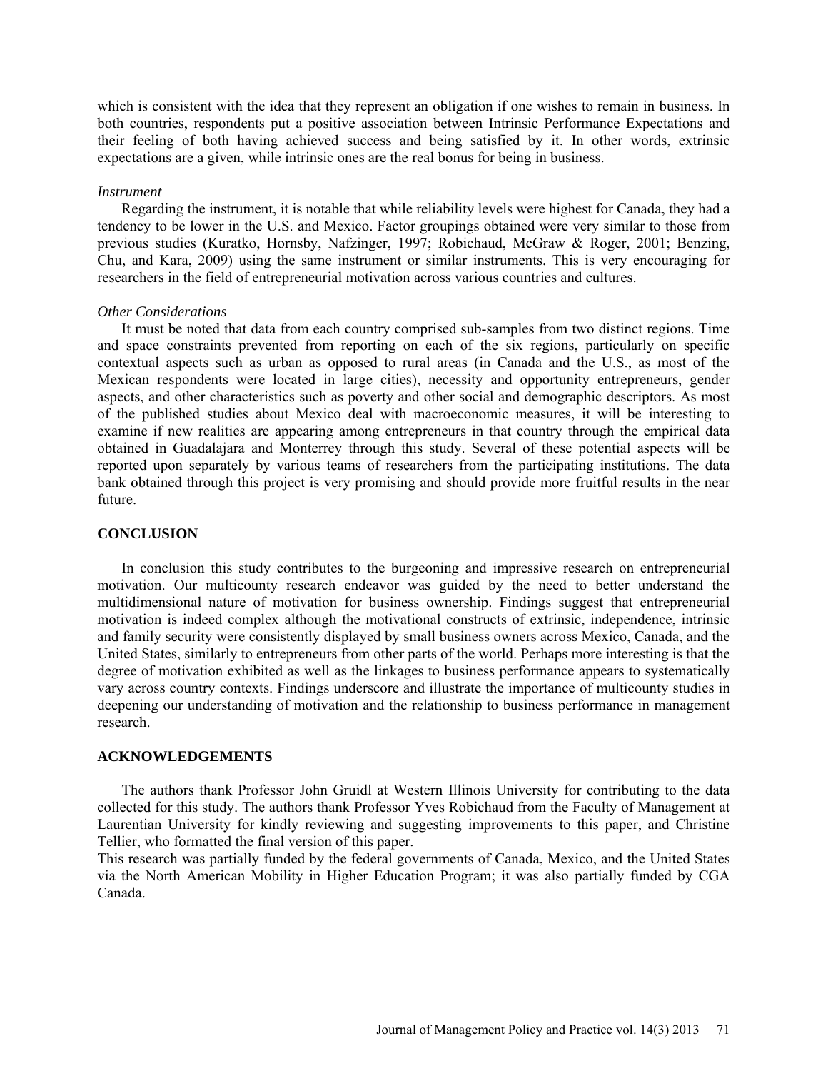which is consistent with the idea that they represent an obligation if one wishes to remain in business. In both countries, respondents put a positive association between Intrinsic Performance Expectations and their feeling of both having achieved success and being satisfied by it. In other words, extrinsic expectations are a given, while intrinsic ones are the real bonus for being in business.

*Instrument*

Regarding the instrument, it is notable that while reliability levels were highest for Canada, they had a tendency to be lower in the U.S. and Mexico. Factor groupings obtained were very similar to those from previous studies (Kuratko, Hornsby, Nafzinger, 1997; Robichaud, McGraw & Roger, 2001; Benzing, Chu, and Kara, 2009) using the same instrument or similar instruments. This is very encouraging for researchers in the field of entrepreneurial motivation across various countries and cultures.

*Other Considerations*

It must be noted that data from each country comprised sub-samples from two distinct regions. Time and space constraints prevented from reporting on each of the six regions, particularly on specific contextual aspects such as urban as opposed to rural areas (in Canada and the U.S., as most of the Mexican respondents were located in large cities), necessity and opportunity entrepreneurs, gender aspects, and other characteristics such as poverty and other social and demographic descriptors. As most of the published studies about Mexico deal with macroeconomic measures, it will be interesting to examine if new realities are appearing among entrepreneurs in that country through the empirical data obtained in Guadalajara and Monterrey through this study. Several of these potential aspects will be reported upon separately by various teams of researchers from the participating institutions. The data bank obtained through this project is very promising and should provide more fruitful results in the near future.

## CONCLUSION

In conclusion this study contributes to the burgeoning and impressive research on entrepreneurial motivation. Our multicounty research endeavor was guided by the need to better understand the multidimensional nature of motivation for business ownership. Findings suggest that entrepreneurial motivation is indeed complex although the motivational constructs of extrinsic, independence, intrinsic and family security were consistently displayed by small business owners across Mexico, Canada, and the United States, similarly to entrepreneurs from other parts of the world. Perhaps more interesting is that the degree of motivation exhibited as well as the linkages to business performance appears to systematically vary across country contexts. Findings underscore and illustrate the importance of multicounty studies in deepening our understanding of motivation and the relationship to business performance in management research.

## ACKNOWLEDGEMENTS

The authors thank Professor John Gruidl at Western Illinois University for contributing to the data collected for this study. The authors thank Professor Yves Robichaud from the Faculty of Management at Laurentian University for kindly reviewing and suggesting improvements to this paper, and Christine Tellier, who formatted the final version of this paper.

This research was partially funded by the federal governments of Canada, Mexico, and the United States via the North American Mobility in Higher Education Program; it was also partially funded by CGA Canada.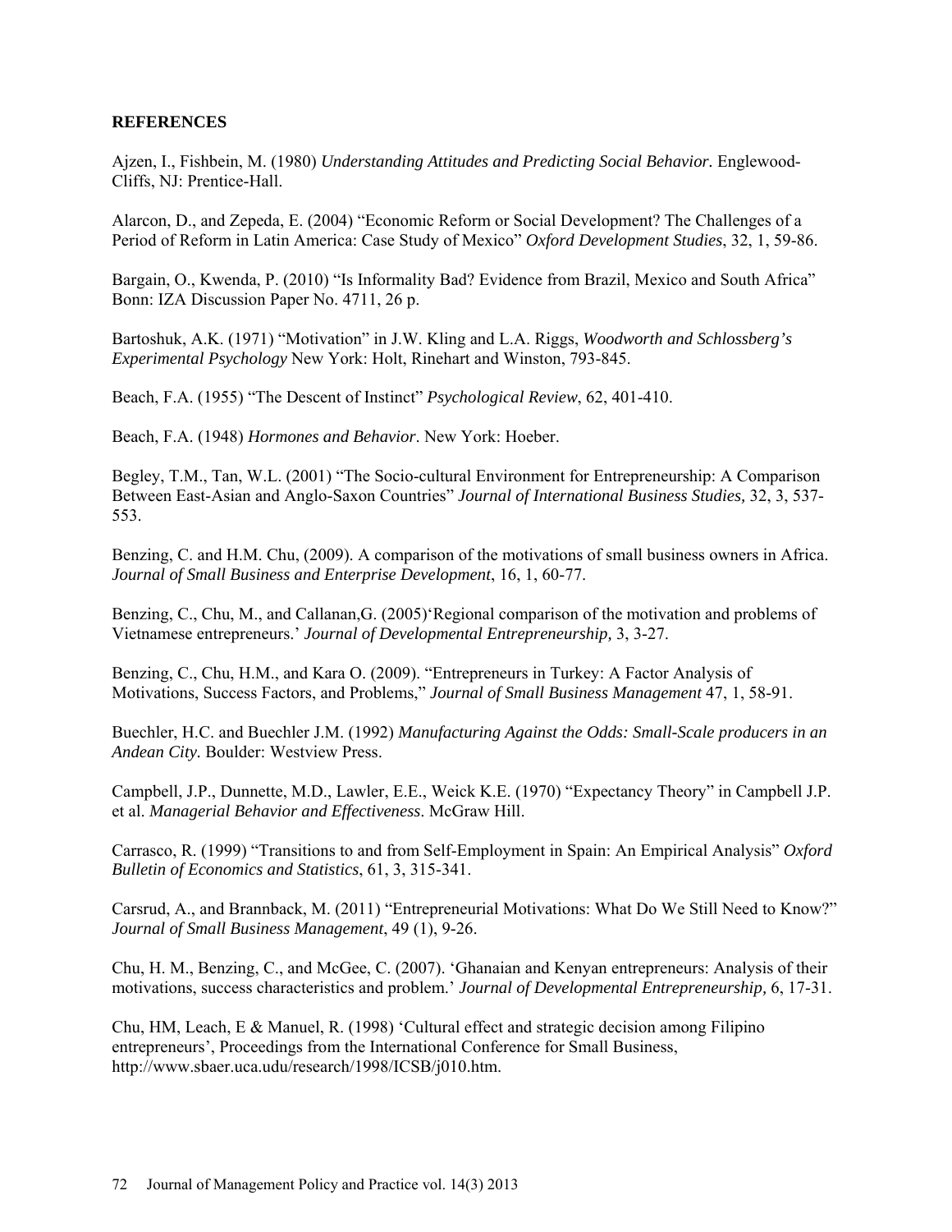**REFERENCES**

Ajzen, I., Fishbein, M. (1980) *Understanding Attitudes and Predicting Social Behavior.* Englewood-Cliffs, NJ: Prentice-Hall.

Alarcon, D., and Zepeda, E. (2004) "Economic Reform or Social Development? The Challenges of a Period of Reform in Latin America: Case Study of Mexico" *Oxford Development Studies*, 32, 1, 59-86.

Bargain, O., Kwenda, P. (2010) "Is Informality Bad? Evidence from Brazil, Mexico and South Africa" Bonn: IZA Discussion Paper No. 4711, 26 p.

Bartoshuk, A.K. (1971) "Motivation" in J.W. Kling and L.A. Riggs, *Woodworth and Schlossberg's Experimental Psychology* New York: Holt, Rinehart and Winston, 793-845.

Beach, F.A. (1955) "The Descent of Instinct" *Psychological Review*, 62, 401-410.

Beach, F.A. (1948) *Hormones and Behavior*. New York: Hoeber.

Begley, T.M., Tan, W.L. (2001) "The Socio-cultural Environment for Entrepreneurship: A Comparison Between East-Asian and Anglo-Saxon Countries" *Journal of International Business Studies,* 32, 3, 537-553.

Benzing, C. and H.M. Chu, (2009). A comparison of the motivations of small business owners in Africa. *Journal of Small Business and Enterprise Development*, 16, 1, 60-77.

Benzing, C., Chu, M., and Callanan,G. (2005)'Regional comparison of the motivation and problems of Vietnamese entrepreneurs.' *Journal of Developmental Entrepreneurship,* 3, 3-27.

Benzing, C., Chu, H.M., and Kara O. (2009). "Entrepreneurs in Turkey: A Factor Analysis of Motivations, Success Factors, and Problems," *Journal of Small Business Management* 47, 1, 58-91.

Buechler, H.C. and Buechler J.M. (1992) *Manufacturing Against the Odds: Small-Scale producers in an Andean City.* Boulder: Westview Press.

Campbell, J.P., Dunnette, M.D., Lawler, E.E., Weick K.E. (1970) "Expectancy Theory" in Campbell J.P. et al. *Managerial Behavior and Effectiveness*. McGraw Hill.

Carrasco, R. (1999) "Transitions to and from Self-Employment in Spain: An Empirical Analysis" *Oxford Bulletin of Economics and Statistics*, 61, 3, 315-341.

Carsrud, A., and Brannback, M. (2011) "Entrepreneurial Motivations: What Do We Still Need to Know?" *Journal of Small Business Management*, 49 (1), 9-26.

Chu, H. M., Benzing, C., and McGee, C. (2007). 'Ghanaian and Kenyan entrepreneurs: Analysis of their motivations, success characteristics and problem.' *Journal of Developmental Entrepreneurship,* 6, 17-31.

Chu, HM, Leach, E & Manuel, R. (1998) 'Cultural effect and strategic decision among Filipino entrepreneurs', Proceedings from the International Conference for Small Business, http://www.sbaer.uca.udu/research/1998/ICSB/j010.htm.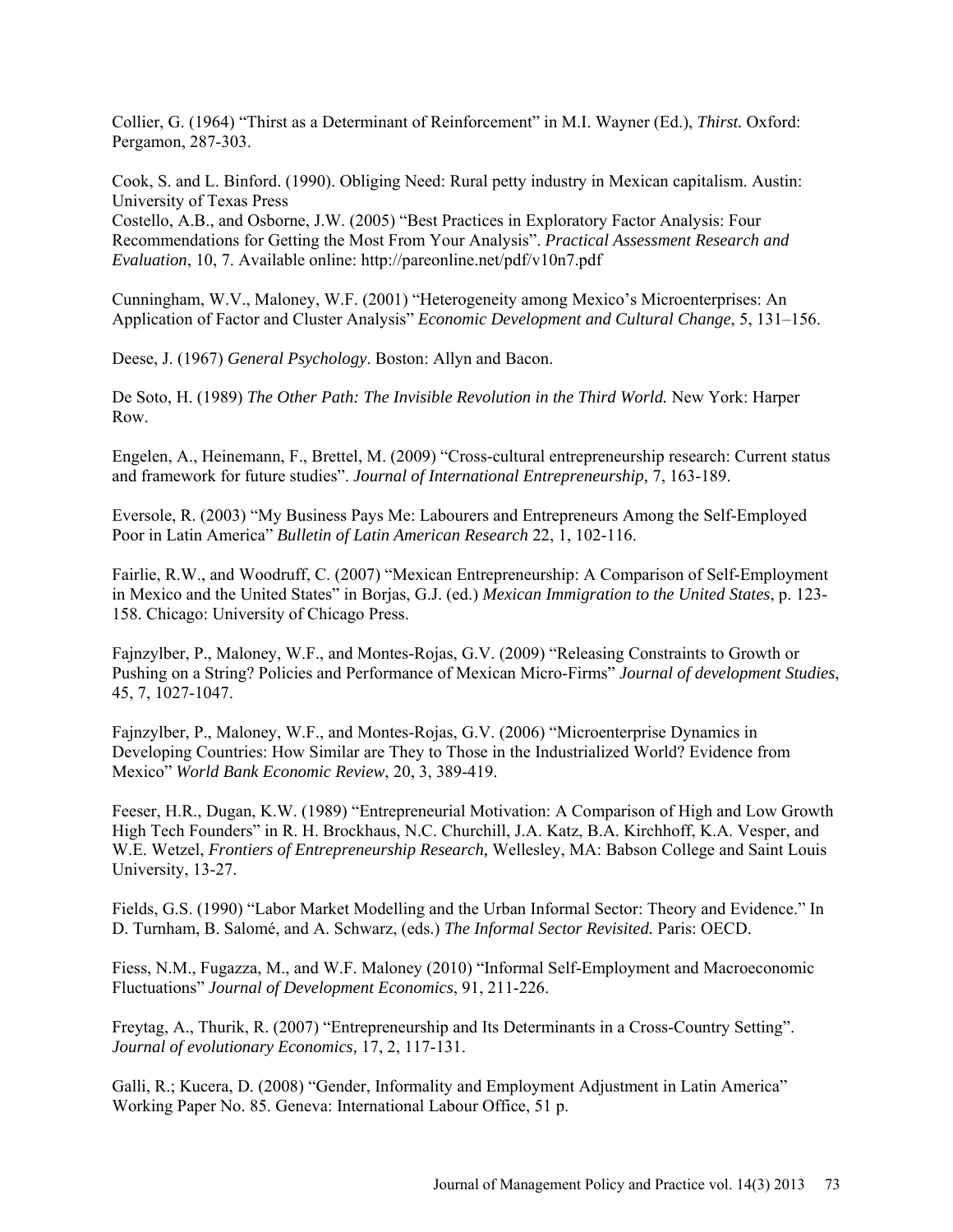Collier, G. (1964) "Thirst as a Determinant of Reinforcement" in M.I. Wayner (Ed.), *Thirst.* Oxford: Pergamon, 287-303.

Cook, S. and L. Binford. (1990). Obliging Need: Rural petty industry in Mexican capitalism. Austin: University of Texas Press

Costello, A.B., and Osborne, J.W. (2005) "Best Practices in Exploratory Factor Analysis: Four Recommendations for Getting the Most From Your Analysis". *Practical Assessment Research and Evaluation*, 10, 7. Available online: http://pareonline.net/pdf/v10n7.pdf

Cunningham, W.V., Maloney, W.F. (2001) "Heterogeneity among Mexico's Microenterprises: An Application of Factor and Cluster Analysis" *Economic Development and Cultural Change*, 5, 131–156.

Deese, J. (1967) *General Psychology*. Boston: Allyn and Bacon.

De Soto, H. (1989) *The Other Path: The Invisible Revolution in the Third World.* New York: Harper Row.

Engelen, A., Heinemann, F., Brettel, M. (2009) "Cross-cultural entrepreneurship research: Current status and framework for future studies". *Journal of International Entrepreneurship,* 7, 163-189.

Eversole, R. (2003) "My Business Pays Me: Labourers and Entrepreneurs Among the Self-Employed Poor in Latin America" *Bulletin of Latin American Research* 22, 1, 102-116.

Fairlie, R.W., and Woodruff, C. (2007) "Mexican Entrepreneurship: A Comparison of Self-Employment in Mexico and the United States" in Borjas, G.J. (ed.) *Mexican Immigration to the United States*, p. 123-158. Chicago: University of Chicago Press.

Fajnzylber, P., Maloney, W.F., and Montes-Rojas, G.V. (2009) "Releasing Constraints to Growth or Pushing on a String? Policies and Performance of Mexican Micro-Firms" *Journal of development Studies*, 45, 7, 1027-1047.

Fajnzylber, P., Maloney, W.F., and Montes-Rojas, G.V. (2006) "Microenterprise Dynamics in Developing Countries: How Similar are They to Those in the Industrialized World? Evidence from Mexico" *World Bank Economic Review*, 20, 3, 389-419.

Feeser, H.R., Dugan, K.W. (1989) "Entrepreneurial Motivation: A Comparison of High and Low Growth High Tech Founders" in R. H. Brockhaus, N.C. Churchill, J.A. Katz, B.A. Kirchhoff, K.A. Vesper, and W.E. Wetzel, *Frontiers of Entrepreneurship Research,* Wellesley, MA: Babson College and Saint Louis University, 13-27.

Fields, G.S. (1990) "Labor Market Modelling and the Urban Informal Sector: Theory and Evidence." In D. Turnham, B. Salomé, and A. Schwarz, (eds.) *The Informal Sector Revisited.* Paris: OECD.

Fiess, N.M., Fugazza, M., and W.F. Maloney (2010) "Informal Self-Employment and Macroeconomic Fluctuations" *Journal of Development Economics*, 91, 211-226.

Freytag, A., Thurik, R. (2007) "Entrepreneurship and Its Determinants in a Cross-Country Setting". *Journal of evolutionary Economics,* 17, 2, 117-131.

Galli, R.; Kucera, D. (2008) "Gender, Informality and Employment Adjustment in Latin America" Working Paper No. 85. Geneva: International Labour Office, 51 p.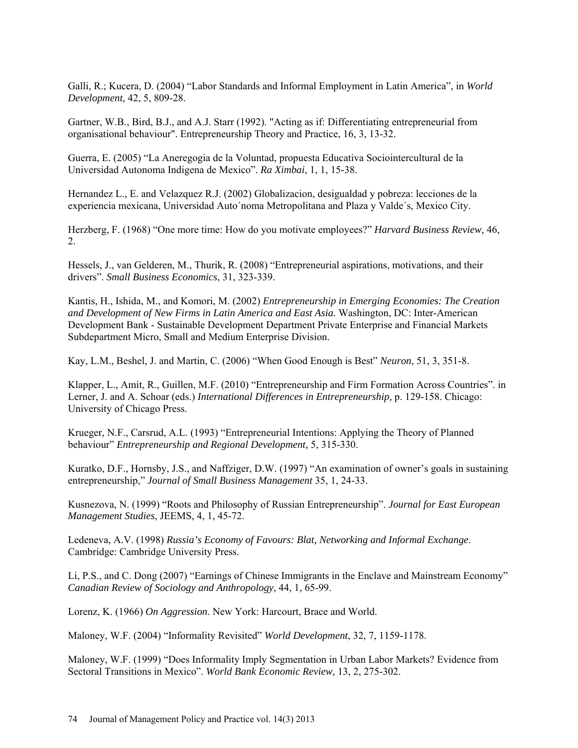Galli, R.; Kucera, D. (2004) “Labor Standards and Informal Employment in Latin America”, in *World Development*, 42, 5, 809-28.

Gartner, W.B., Bird, B.J., and A.J. Starr (1992). "Acting as if: Differentiating entrepreneurial from organisational behaviour". Entrepreneurship Theory and Practice, 16, 3, 13-32.

Guerra, E. (2005) “La Aneregogia de la Voluntad, propuesta Educativa Sociointercultural de la Universidad Autonoma Indigena de Mexico”. *Ra Ximbai*, 1, 1, 15-38.

Hernandez L., E. and Velazquez R.J. (2002) Globalizacion, desigualdad y pobreza: lecciones de la experiencia mexicana, Universidad Auto´noma Metropolitana and Plaza y Valde´s, Mexico City.

Herzberg, F. (1968) “One more time: How do you motivate employees?” *Harvard Business Review*, 46, 2.

Hessels, J., van Gelderen, M., Thurik, R. (2008) “Entrepreneurial aspirations, motivations, and their drivers”. *Small Business Economics*, 31, 323-339.

Kantis, H., Ishida, M., and Komori, M. (2002) *Entrepreneurship in Emerging Economies: The Creation and Development of New Firms in Latin America and East Asia.* Washington, DC: Inter-American Development Bank - Sustainable Development Department Private Enterprise and Financial Markets Subdepartment Micro, Small and Medium Enterprise Division.

Kay, L.M., Beshel, J. and Martin, C. (2006) “When Good Enough is Best” *Neuron*, 51, 3, 351-8.

Klapper, L., Amit, R., Guillen, M.F. (2010) “Entrepreneurship and Firm Formation Across Countries”. in Lerner, J. and A. Schoar (eds.) *International Differences in Entrepreneurship*, p. 129-158. Chicago: University of Chicago Press.

Krueger, N.F., Carsrud, A.L. (1993) “Entrepreneurial Intentions: Applying the Theory of Planned behaviour” *Entrepreneurship and Regional Development,* 5, 315-330.

Kuratko, D.F., Hornsby, J.S., and Naffziger, D.W. (1997) “An examination of owner’s goals in sustaining entrepreneurship,” *Journal of Small Business Management* 35, 1, 24-33.

Kusnezova, N. (1999) “Roots and Philosophy of Russian Entrepreneurship”. *Journal for East European Management Studies*, JEEMS, 4, 1, 45-72.

Ledeneva, A.V. (1998) *Russia’s Economy of Favours: Blat, Networking and Informal Exchange*. Cambridge: Cambridge University Press.

Li, P.S., and C. Dong (2007) “Earnings of Chinese Immigrants in the Enclave and Mainstream Economy” *Canadian Review of Sociology and Anthropology*, 44, 1, 65-99.

Lorenz, K. (1966) *On Aggression*. New York: Harcourt, Brace and World.

Maloney, W.F. (2004) “Informality Revisited” *World Development*, 32, 7, 1159-1178.

Maloney, W.F. (1999) “Does Informality Imply Segmentation in Urban Labor Markets? Evidence from Sectoral Transitions in Mexico”. *World Bank Economic Review*, 13, 2, 275-302.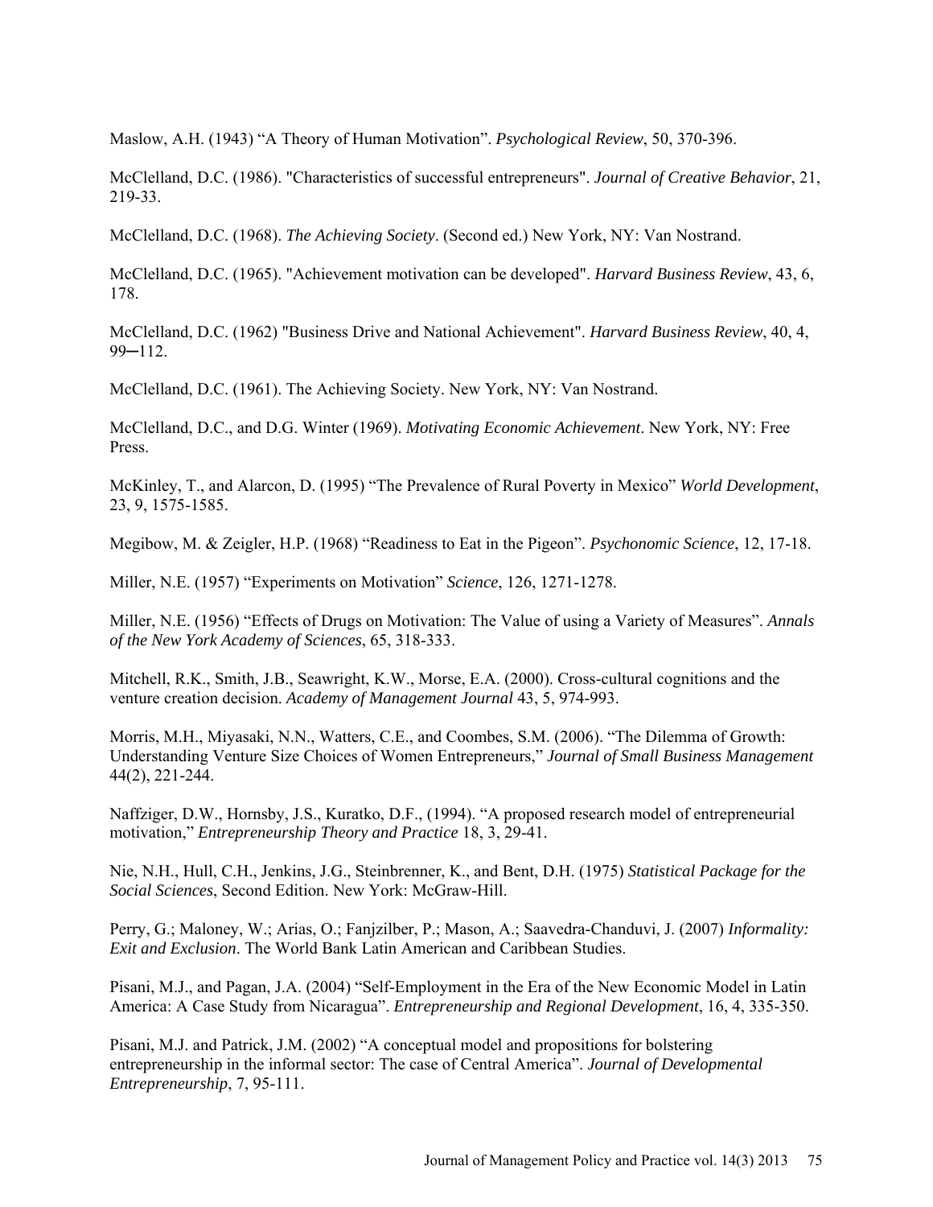Maslow, A.H. (1943) "A Theory of Human Motivation". *Psychological Review*, 50, 370-396.

McClelland, D.C. (1986). "Characteristics of successful entrepreneurs". *Journal of Creative Behavior*, 21, 219-33.

McClelland, D.C. (1968). *The Achieving Society*. (Second ed.) New York, NY: Van Nostrand.

McClelland, D.C. (1965). "Achievement motivation can be developed". *Harvard Business Review*, 43, 6, 178.

McClelland, D.C. (1962) "Business Drive and National Achievement". *Harvard Business Review*, 40, 4, 99─112.

McClelland, D.C. (1961). The Achieving Society. New York, NY: Van Nostrand.

McClelland, D.C., and D.G. Winter (1969). *Motivating Economic Achievement*. New York, NY: Free Press.

McKinley, T., and Alarcon, D. (1995) "The Prevalence of Rural Poverty in Mexico" *World Development*, 23, 9, 1575-1585.

Megibow, M. & Zeigler, H.P. (1968) "Readiness to Eat in the Pigeon". *Psychonomic Science*, 12, 17-18.

Miller, N.E. (1957) "Experiments on Motivation" *Science*, 126, 1271-1278.

Miller, N.E. (1956) "Effects of Drugs on Motivation: The Value of using a Variety of Measures". *Annals of the New York Academy of Sciences*, 65, 318-333.

Mitchell, R.K., Smith, J.B., Seawright, K.W., Morse, E.A. (2000). Cross-cultural cognitions and the venture creation decision. *Academy of Management Journal* 43, 5, 974-993.

Morris, M.H., Miyasaki, N.N., Watters, C.E., and Coombes, S.M. (2006). "The Dilemma of Growth: Understanding Venture Size Choices of Women Entrepreneurs," *Journal of Small Business Management* 44(2), 221-244.

Naffziger, D.W., Hornsby, J.S., Kuratko, D.F., (1994). "A proposed research model of entrepreneurial motivation," *Entrepreneurship Theory and Practice* 18, 3, 29-41.

Nie, N.H., Hull, C.H., Jenkins, J.G., Steinbrenner, K., and Bent, D.H. (1975) *Statistical Package for the Social Sciences*, Second Edition. New York: McGraw-Hill.

Perry, G.; Maloney, W.; Arias, O.; Fanjzilber, P.; Mason, A.; Saavedra-Chanduvi, J. (2007) *Informality: Exit and Exclusion*. The World Bank Latin American and Caribbean Studies.

Pisani, M.J., and Pagan, J.A. (2004) "Self-Employment in the Era of the New Economic Model in Latin America: A Case Study from Nicaragua". *Entrepreneurship and Regional Development*, 16, 4, 335-350.

Pisani, M.J. and Patrick, J.M. (2002) "A conceptual model and propositions for bolstering entrepreneurship in the informal sector: The case of Central America". *Journal of Developmental Entrepreneurship*, 7, 95-111.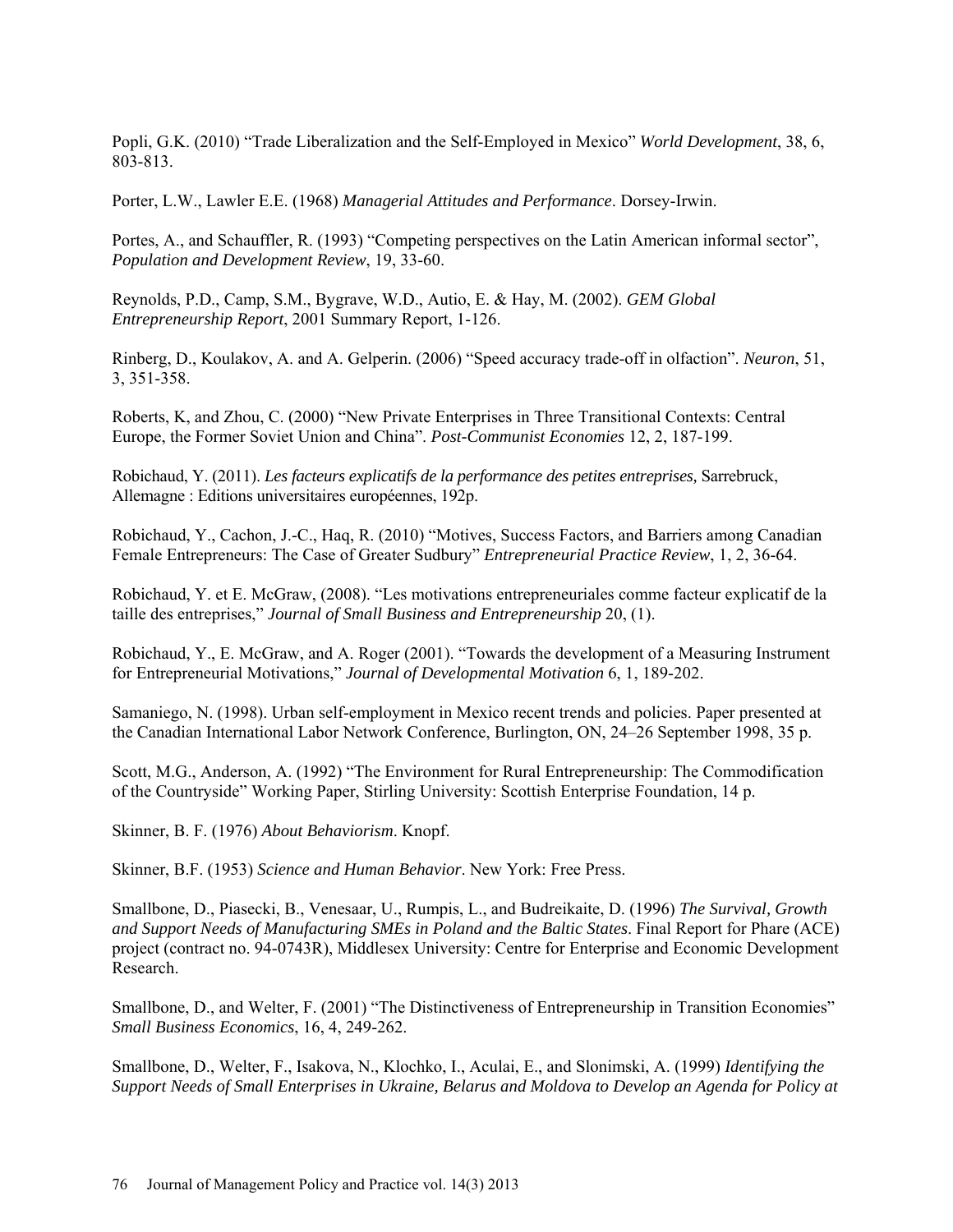Popli, G.K. (2010) "Trade Liberalization and the Self-Employed in Mexico" *World Development*, 38, 6, 803-813.

Porter, L.W., Lawler E.E. (1968) *Managerial Attitudes and Performance*. Dorsey-Irwin.

Portes, A., and Schauffler, R. (1993) "Competing perspectives on the Latin American informal sector", *Population and Development Review*, 19, 33-60.

Reynolds, P.D., Camp, S.M., Bygrave, W.D., Autio, E. & Hay, M. (2002). *GEM Global Entrepreneurship Report*, 2001 Summary Report, 1-126.

Rinberg, D., Koulakov, A. and A. Gelperin. (2006) "Speed accuracy trade-off in olfaction". *Neuron*, 51, 3, 351-358.

Roberts, K, and Zhou, C. (2000) "New Private Enterprises in Three Transitional Contexts: Central Europe, the Former Soviet Union and China". *Post-Communist Economies* 12, 2, 187-199.

Robichaud, Y. (2011). *Les facteurs explicatifs de la performance des petites entreprises,* Sarrebruck, Allemagne : Editions universitaires européennes, 192p.

Robichaud, Y., Cachon, J.-C., Haq, R. (2010) "Motives, Success Factors, and Barriers among Canadian Female Entrepreneurs: The Case of Greater Sudbury" *Entrepreneurial Practice Review*, 1, 2, 36-64.

Robichaud, Y. et E. McGraw, (2008). "Les motivations entrepreneuriales comme facteur explicatif de la taille des entreprises," *Journal of Small Business and Entrepreneurship* 20, (1).

Robichaud, Y., E. McGraw, and A. Roger (2001). "Towards the development of a Measuring Instrument for Entrepreneurial Motivations," *Journal of Developmental Motivation* 6, 1, 189-202.

Samaniego, N. (1998). Urban self-employment in Mexico recent trends and policies. Paper presented at the Canadian International Labor Network Conference, Burlington, ON, 24–26 September 1998, 35 p.

Scott, M.G., Anderson, A. (1992) "The Environment for Rural Entrepreneurship: The Commodification of the Countryside" Working Paper, Stirling University: Scottish Enterprise Foundation, 14 p.

Skinner, B. F. (1976) *About Behaviorism*. Knopf.

Skinner, B.F. (1953) *Science and Human Behavior*. New York: Free Press.

Smallbone, D., Piasecki, B., Venesaar, U., Rumpis, L., and Budreikaite, D. (1996) *The Survival, Growth and Support Needs of Manufacturing SMEs in Poland and the Baltic States*. Final Report for Phare (ACE) project (contract no. 94-0743R), Middlesex University: Centre for Enterprise and Economic Development Research.

Smallbone, D., and Welter, F. (2001) "The Distinctiveness of Entrepreneurship in Transition Economies" *Small Business Economics*, 16, 4, 249-262.

Smallbone, D., Welter, F., Isakova, N., Klochko, I., Aculai, E., and Slonimski, A. (1999) *Identifying the Support Needs of Small Enterprises in Ukraine, Belarus and Moldova to Develop an Agenda for Policy at*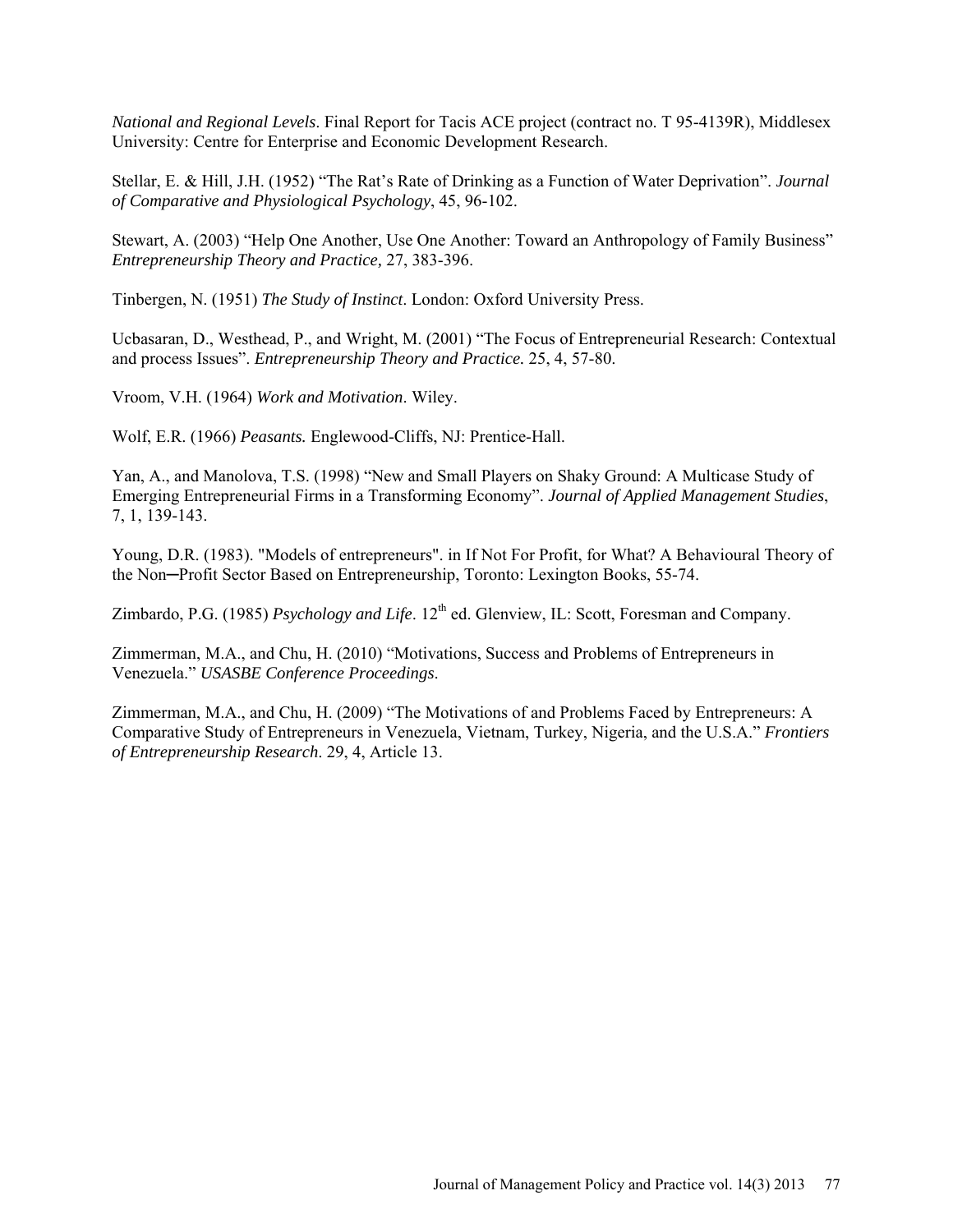*National and Regional Levels*. Final Report for Tacis ACE project (contract no. T 95-4139R), Middlesex University: Centre for Enterprise and Economic Development Research.

Stellar, E. & Hill, J.H. (1952) "The Rat's Rate of Drinking as a Function of Water Deprivation". *Journal of Comparative and Physiological Psychology*, 45, 96-102.

Stewart, A. (2003) "Help One Another, Use One Another: Toward an Anthropology of Family Business" *Entrepreneurship Theory and Practice,* 27, 383-396.

Tinbergen, N. (1951) *The Study of Instinct*. London: Oxford University Press.

Ucbasaran, D., Westhead, P., and Wright, M. (2001) "The Focus of Entrepreneurial Research: Contextual and process Issues". *Entrepreneurship Theory and Practice.* 25, 4, 57-80.

Vroom, V.H. (1964) *Work and Motivation*. Wiley.

Wolf, E.R. (1966) *Peasants.* Englewood-Cliffs, NJ: Prentice-Hall.

Yan, A., and Manolova, T.S. (1998) "New and Small Players on Shaky Ground: A Multicase Study of Emerging Entrepreneurial Firms in a Transforming Economy". *Journal of Applied Management Studies*, 7, 1, 139-143.

Young, D.R. (1983). "Models of entrepreneurs". in If Not For Profit, for What? A Behavioural Theory of the Non─Profit Sector Based on Entrepreneurship, Toronto: Lexington Books, 55-74.

Zimbardo, P.G. (1985) *Psychology and Life*. 12th ed. Glenview, IL: Scott, Foresman and Company.

Zimmerman, M.A., and Chu, H. (2010) "Motivations, Success and Problems of Entrepreneurs in Venezuela." *USASBE Conference Proceedings*.

Zimmerman, M.A., and Chu, H. (2009) "The Motivations of and Problems Faced by Entrepreneurs: A Comparative Study of Entrepreneurs in Venezuela, Vietnam, Turkey, Nigeria, and the U.S.A." *Frontiers of Entrepreneurship Research*. 29, 4, Article 13.